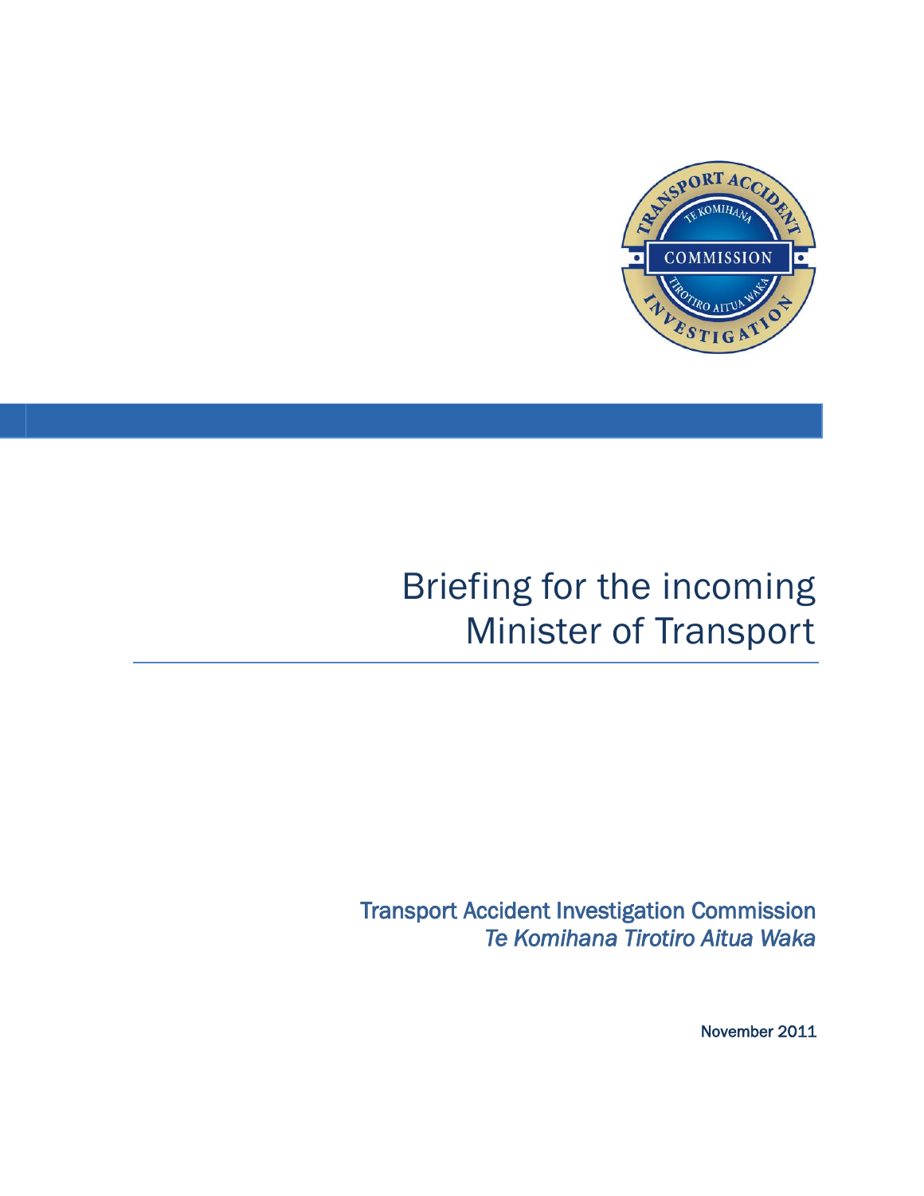# Briefing for the incoming Minister of Transport

Transport Accident Investigation Commission
*Te Komihana Tirotiro Aitua Waka*

November 2011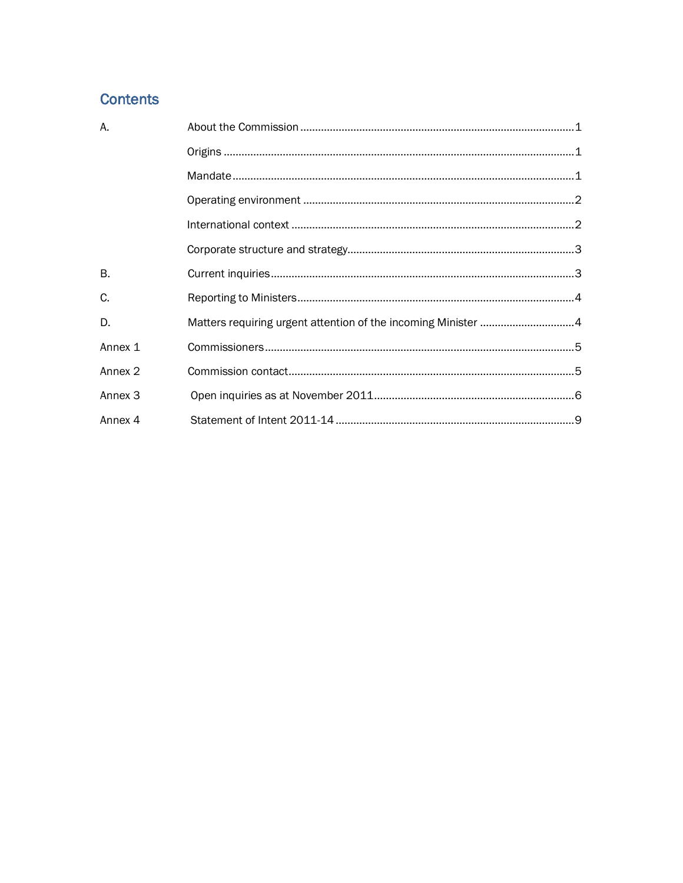## Contents

| | | |
|---|---|---|
| A. | About the Commission | 1 |
| | Origins | 1 |
| | Mandate | 1 |
| | Operating environment | 2 |
| | International context | 2 |
| | Corporate structure and strategy | 3 |
| B. | Current inquiries | 3 |
| C. | Reporting to Ministers | 4 |
| D. | Matters requiring urgent attention of the incoming Minister | 4 |
| Annex 1 | Commissioners | 5 |
| Annex 2 | Commission contact | 5 |
| Annex 3 | Open inquiries as at November 2011 | 6 |
| Annex 4 | Statement of Intent 2011-14 | 9 |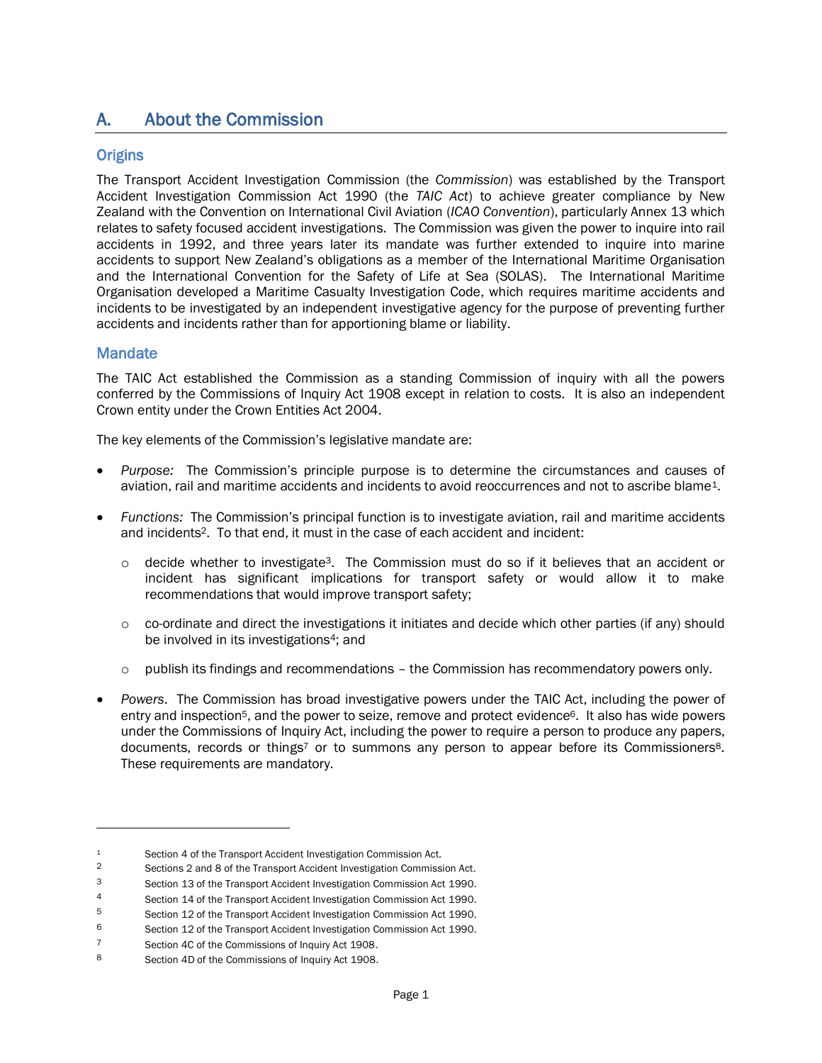## A. About the Commission

### Origins

The Transport Accident Investigation Commission (the *Commission*) was established by the Transport Accident Investigation Commission Act 1990 (the *TAIC Act*) to achieve greater compliance by New Zealand with the Convention on International Civil Aviation (*ICAO Convention*), particularly Annex 13 which relates to safety focused accident investigations. The Commission was given the power to inquire into rail accidents in 1992, and three years later its mandate was further extended to inquire into marine accidents to support New Zealand's obligations as a member of the International Maritime Organisation and the International Convention for the Safety of Life at Sea (SOLAS). The International Maritime Organisation developed a Maritime Casualty Investigation Code, which requires maritime accidents and incidents to be investigated by an independent investigative agency for the purpose of preventing further accidents and incidents rather than for apportioning blame or liability.

### Mandate

The TAIC Act established the Commission as a standing Commission of inquiry with all the powers conferred by the Commissions of Inquiry Act 1908 except in relation to costs. It is also an independent Crown entity under the Crown Entities Act 2004.

The key elements of the Commission's legislative mandate are:

- *Purpose:* The Commission's principle purpose is to determine the circumstances and causes of aviation, rail and maritime accidents and incidents to avoid reoccurrences and not to ascribe blame[1].
- *Functions:* The Commission's principal function is to investigate aviation, rail and maritime accidents and incidents[2]. To that end, it must in the case of each accident and incident:
  - decide whether to investigate[3]. The Commission must do so if it believes that an accident or incident has significant implications for transport safety or would allow it to make recommendations that would improve transport safety;
  - co-ordinate and direct the investigations it initiates and decide which other parties (if any) should be involved in its investigations[4]; and
  - publish its findings and recommendations – the Commission has recommendatory powers only.
- *Powers*. The Commission has broad investigative powers under the TAIC Act, including the power of entry and inspection[5], and the power to seize, remove and protect evidence[6]. It also has wide powers under the Commissions of Inquiry Act, including the power to require a person to produce any papers, documents, records or things[7] or to summons any person to appear before its Commissioners[8]. These requirements are mandatory.

---

1 Section 4 of the Transport Accident Investigation Commission Act.
2 Sections 2 and 8 of the Transport Accident Investigation Commission Act.
3 Section 13 of the Transport Accident Investigation Commission Act 1990.
4 Section 14 of the Transport Accident Investigation Commission Act 1990.
5 Section 12 of the Transport Accident Investigation Commission Act 1990.
6 Section 12 of the Transport Accident Investigation Commission Act 1990.
7 Section 4C of the Commissions of Inquiry Act 1908.
8 Section 4D of the Commissions of Inquiry Act 1908.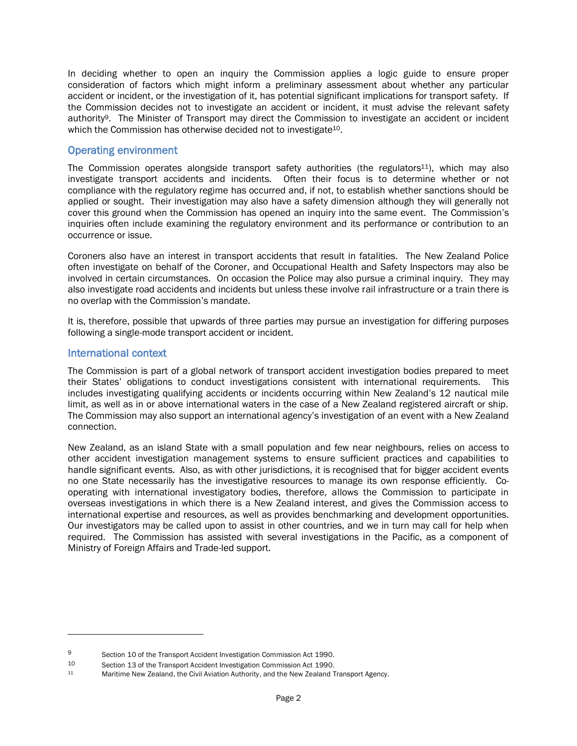In deciding whether to open an inquiry the Commission applies a logic guide to ensure proper consideration of factors which might inform a preliminary assessment about whether any particular accident or incident, or the investigation of it, has potential significant implications for transport safety. If the Commission decides not to investigate an accident or incident, it must advise the relevant safety authority[9]. The Minister of Transport may direct the Commission to investigate an accident or incident which the Commission has otherwise decided not to investigate[10].

## Operating environment

The Commission operates alongside transport safety authorities (the regulators[11]), which may also investigate transport accidents and incidents. Often their focus is to determine whether or not compliance with the regulatory regime has occurred and, if not, to establish whether sanctions should be applied or sought. Their investigation may also have a safety dimension although they will generally not cover this ground when the Commission has opened an inquiry into the same event. The Commission's inquiries often include examining the regulatory environment and its performance or contribution to an occurrence or issue.

Coroners also have an interest in transport accidents that result in fatalities. The New Zealand Police often investigate on behalf of the Coroner, and Occupational Health and Safety Inspectors may also be involved in certain circumstances. On occasion the Police may also pursue a criminal inquiry. They may also investigate road accidents and incidents but unless these involve rail infrastructure or a train there is no overlap with the Commission's mandate.

It is, therefore, possible that upwards of three parties may pursue an investigation for differing purposes following a single-mode transport accident or incident.

## International context

The Commission is part of a global network of transport accident investigation bodies prepared to meet their States' obligations to conduct investigations consistent with international requirements. This includes investigating qualifying accidents or incidents occurring within New Zealand's 12 nautical mile limit, as well as in or above international waters in the case of a New Zealand registered aircraft or ship. The Commission may also support an international agency's investigation of an event with a New Zealand connection.

New Zealand, as an island State with a small population and few near neighbours, relies on access to other accident investigation management systems to ensure sufficient practices and capabilities to handle significant events. Also, as with other jurisdictions, it is recognised that for bigger accident events no one State necessarily has the investigative resources to manage its own response efficiently. Co-operating with international investigatory bodies, therefore, allows the Commission to participate in overseas investigations in which there is a New Zealand interest, and gives the Commission access to international expertise and resources, as well as provides benchmarking and development opportunities. Our investigators may be called upon to assist in other countries, and we in turn may call for help when required. The Commission has assisted with several investigations in the Pacific, as a component of Ministry of Foreign Affairs and Trade-led support.

---

[9] Section 10 of the Transport Accident Investigation Commission Act 1990.

[10] Section 13 of the Transport Accident Investigation Commission Act 1990.

[11] Maritime New Zealand, the Civil Aviation Authority, and the New Zealand Transport Agency.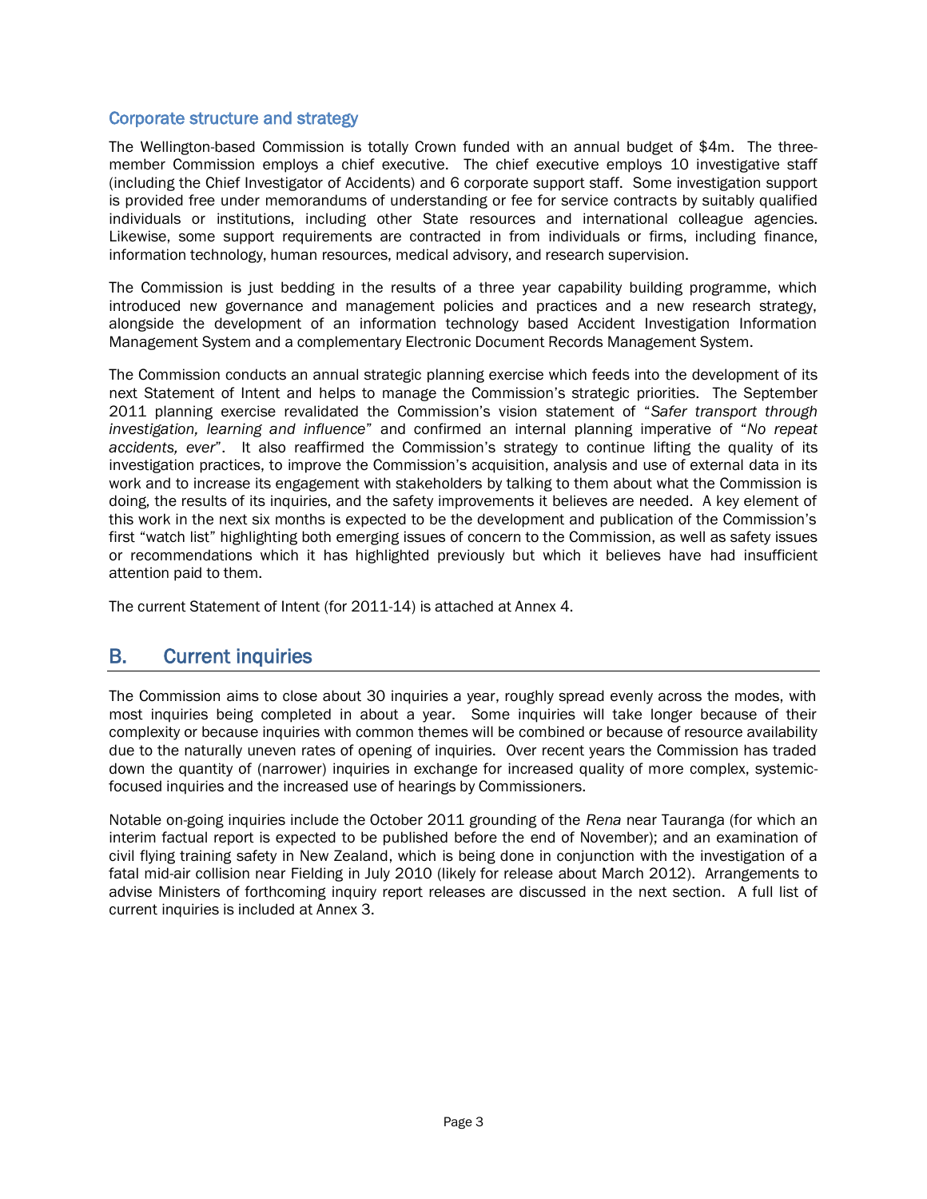### Corporate structure and strategy

The Wellington-based Commission is totally Crown funded with an annual budget of $4m. The three-member Commission employs a chief executive. The chief executive employs 10 investigative staff (including the Chief Investigator of Accidents) and 6 corporate support staff. Some investigation support is provided free under memorandums of understanding or fee for service contracts by suitably qualified individuals or institutions, including other State resources and international colleague agencies. Likewise, some support requirements are contracted in from individuals or firms, including finance, information technology, human resources, medical advisory, and research supervision.

The Commission is just bedding in the results of a three year capability building programme, which introduced new governance and management policies and practices and a new research strategy, alongside the development of an information technology based Accident Investigation Information Management System and a complementary Electronic Document Records Management System.

The Commission conducts an annual strategic planning exercise which feeds into the development of its next Statement of Intent and helps to manage the Commission's strategic priorities. The September 2011 planning exercise revalidated the Commission's vision statement of "*Safer transport through investigation, learning and influence*" and confirmed an internal planning imperative of "*No repeat accidents, ever*". It also reaffirmed the Commission's strategy to continue lifting the quality of its investigation practices, to improve the Commission's acquisition, analysis and use of external data in its work and to increase its engagement with stakeholders by talking to them about what the Commission is doing, the results of its inquiries, and the safety improvements it believes are needed. A key element of this work in the next six months is expected to be the development and publication of the Commission's first "watch list" highlighting both emerging issues of concern to the Commission, as well as safety issues or recommendations which it has highlighted previously but which it believes have had insufficient attention paid to them.

The current Statement of Intent (for 2011-14) is attached at Annex 4.

## B. Current inquiries

The Commission aims to close about 30 inquiries a year, roughly spread evenly across the modes, with most inquiries being completed in about a year. Some inquiries will take longer because of their complexity or because inquiries with common themes will be combined or because of resource availability due to the naturally uneven rates of opening of inquiries. Over recent years the Commission has traded down the quantity of (narrower) inquiries in exchange for increased quality of more complex, systemic-focused inquiries and the increased use of hearings by Commissioners.

Notable on-going inquiries include the October 2011 grounding of the *Rena* near Tauranga (for which an interim factual report is expected to be published before the end of November); and an examination of civil flying training safety in New Zealand, which is being done in conjunction with the investigation of a fatal mid-air collision near Fielding in July 2010 (likely for release about March 2012). Arrangements to advise Ministers of forthcoming inquiry report releases are discussed in the next section. A full list of current inquiries is included at Annex 3.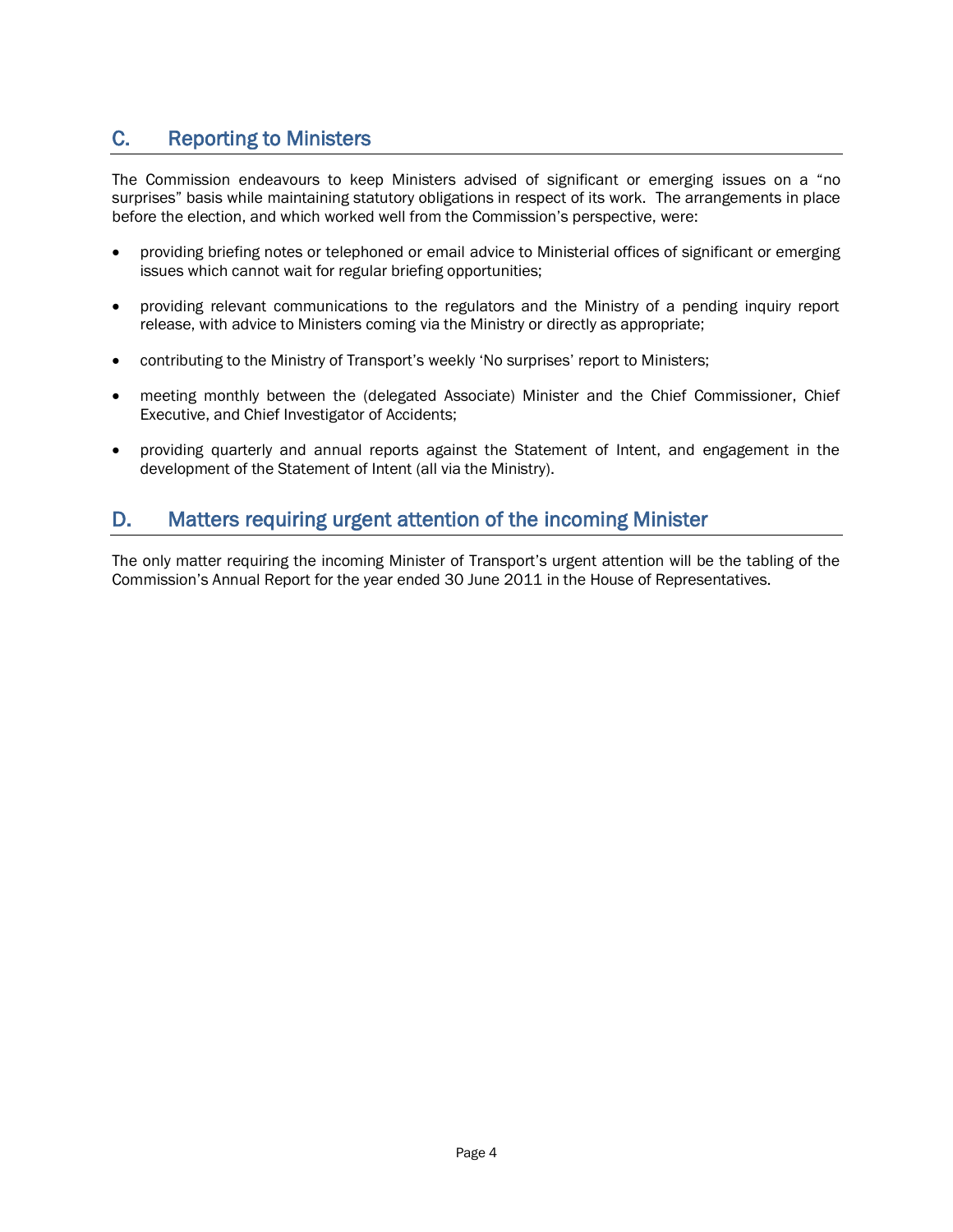## C. Reporting to Ministers

The Commission endeavours to keep Ministers advised of significant or emerging issues on a "no surprises" basis while maintaining statutory obligations in respect of its work. The arrangements in place before the election, and which worked well from the Commission's perspective, were:

- providing briefing notes or telephoned or email advice to Ministerial offices of significant or emerging issues which cannot wait for regular briefing opportunities;
- providing relevant communications to the regulators and the Ministry of a pending inquiry report release, with advice to Ministers coming via the Ministry or directly as appropriate;
- contributing to the Ministry of Transport's weekly 'No surprises' report to Ministers;
- meeting monthly between the (delegated Associate) Minister and the Chief Commissioner, Chief Executive, and Chief Investigator of Accidents;
- providing quarterly and annual reports against the Statement of Intent, and engagement in the development of the Statement of Intent (all via the Ministry).

## D. Matters requiring urgent attention of the incoming Minister

The only matter requiring the incoming Minister of Transport's urgent attention will be the tabling of the Commission's Annual Report for the year ended 30 June 2011 in the House of Representatives.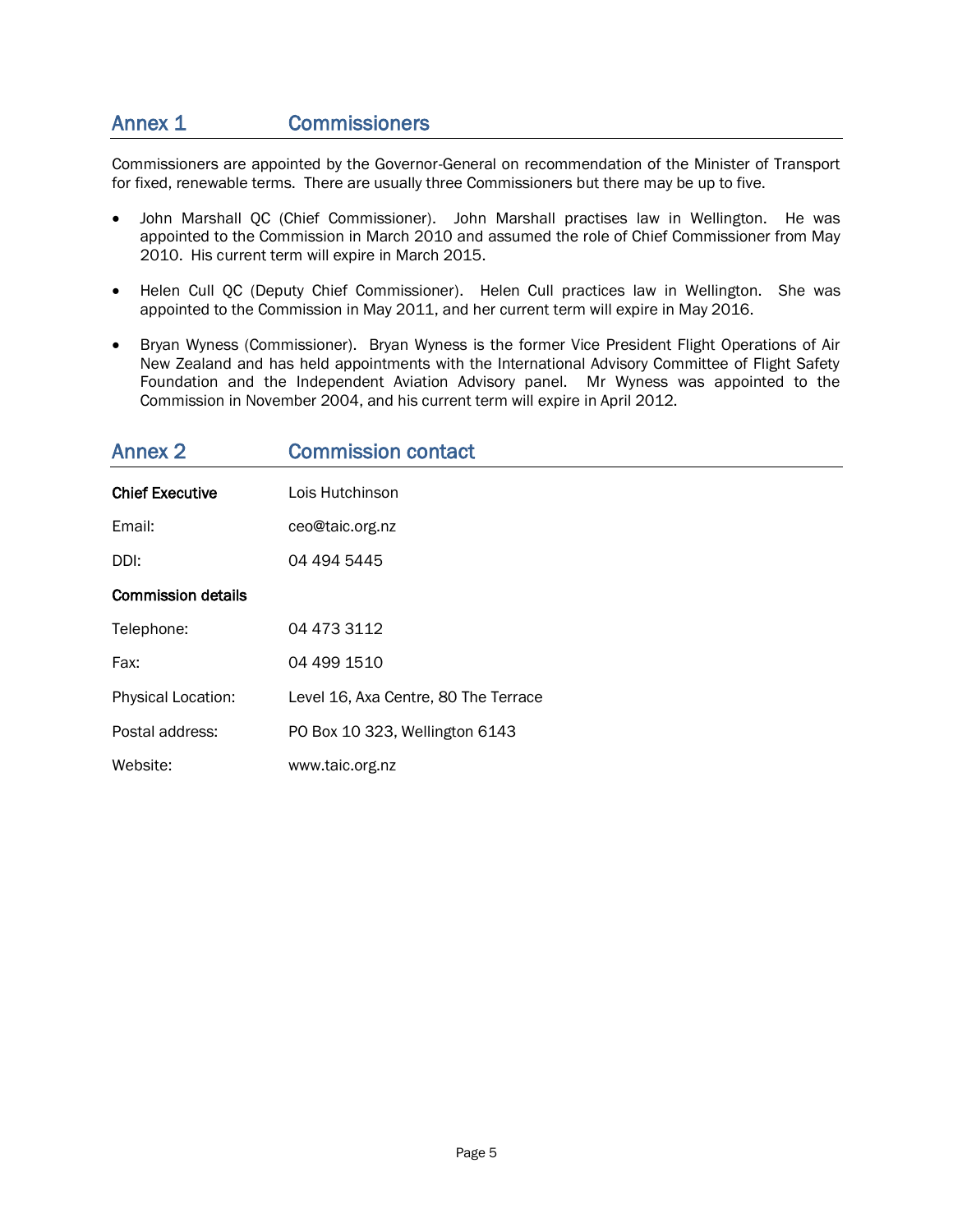## Annex 1 Commissioners

Commissioners are appointed by the Governor-General on recommendation of the Minister of Transport for fixed, renewable terms. There are usually three Commissioners but there may be up to five.

- John Marshall QC (Chief Commissioner). John Marshall practises law in Wellington. He was appointed to the Commission in March 2010 and assumed the role of Chief Commissioner from May 2010. His current term will expire in March 2015.
- Helen Cull QC (Deputy Chief Commissioner). Helen Cull practices law in Wellington. She was appointed to the Commission in May 2011, and her current term will expire in May 2016.
- Bryan Wyness (Commissioner). Bryan Wyness is the former Vice President Flight Operations of Air New Zealand and has held appointments with the International Advisory Committee of Flight Safety Foundation and the Independent Aviation Advisory panel. Mr Wyness was appointed to the Commission in November 2004, and his current term will expire in April 2012.

## Annex 2 Commission contact

| | |
|---|---|
| **Chief Executive** | Lois Hutchinson |
| Email: | ceo@taic.org.nz |
| DDI: | 04 494 5445 |
| **Commission details** | |
| Telephone: | 04 473 3112 |
| Fax: | 04 499 1510 |
| Physical Location: | Level 16, Axa Centre, 80 The Terrace |
| Postal address: | PO Box 10 323, Wellington 6143 |
| Website: | www.taic.org.nz |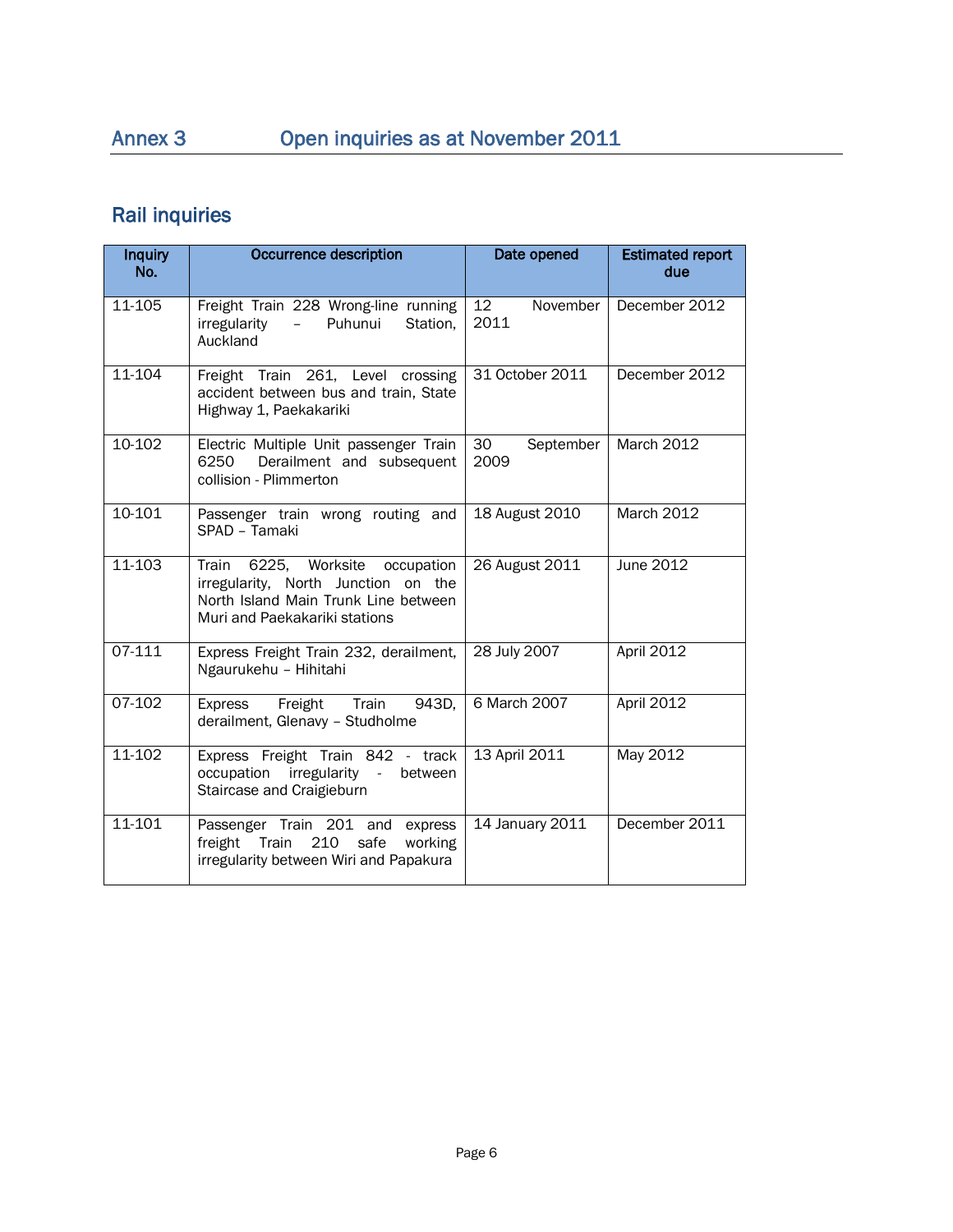# Annex 3 Open inquiries as at November 2011

## Rail inquiries

| Inquiry No. | Occurrence description | Date opened | Estimated report due |
|---|---|---|---|
| 11-105 | Freight Train 228 Wrong-line running irregularity – Puhunui Station, Auckland | 12 November 2011 | December 2012 |
| 11-104 | Freight Train 261, Level crossing accident between bus and train, State Highway 1, Paekakariki | 31 October 2011 | December 2012 |
| 10-102 | Electric Multiple Unit passenger Train 6250 Derailment and subsequent collision - Plimmerton | 30 September 2009 | March 2012 |
| 10-101 | Passenger train wrong routing and SPAD – Tamaki | 18 August 2010 | March 2012 |
| 11-103 | Train 6225, Worksite occupation irregularity, North Junction on the North Island Main Trunk Line between Muri and Paekakariki stations | 26 August 2011 | June 2012 |
| 07-111 | Express Freight Train 232, derailment, Ngaurukehu – Hihitahi | 28 July 2007 | April 2012 |
| 07-102 | Express Freight Train 943D, derailment, Glenavy – Studholme | 6 March 2007 | April 2012 |
| 11-102 | Express Freight Train 842 - track occupation irregularity - between Staircase and Craigieburn | 13 April 2011 | May 2012 |
| 11-101 | Passenger Train 201 and express freight Train 210 safe working irregularity between Wiri and Papakura | 14 January 2011 | December 2011 |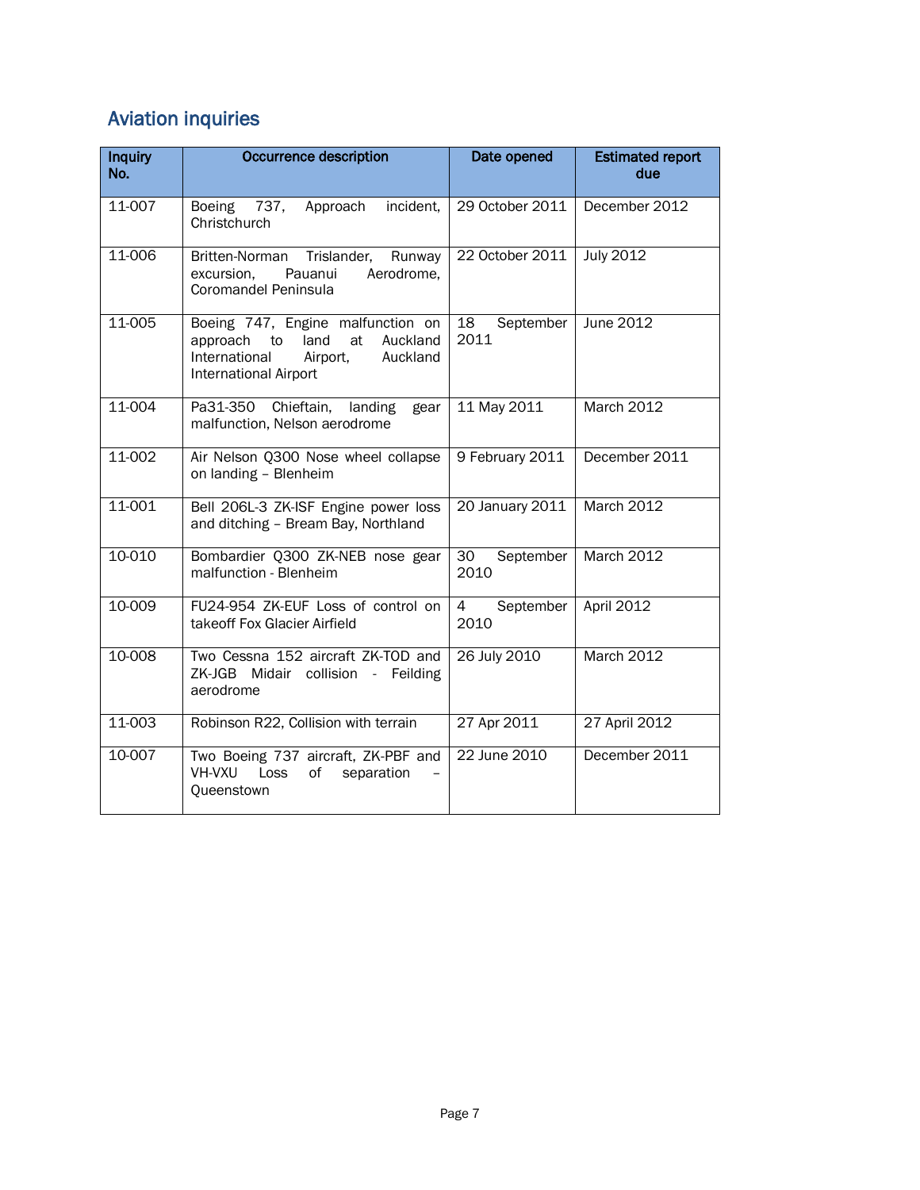## Aviation inquiries

| Inquiry No. | Occurrence description | Date opened | Estimated report due |
|---|---|---|---|
| 11-007 | Boeing 737, Approach incident, Christchurch | 29 October 2011 | December 2012 |
| 11-006 | Britten-Norman Trislander, Runway excursion, Pauanui Aerodrome, Coromandel Peninsula | 22 October 2011 | July 2012 |
| 11-005 | Boeing 747, Engine malfunction on approach to land at Auckland International Airport, Auckland International Airport | 18 September 2011 | June 2012 |
| 11-004 | Pa31-350 Chieftain, landing gear malfunction, Nelson aerodrome | 11 May 2011 | March 2012 |
| 11-002 | Air Nelson Q300 Nose wheel collapse on landing – Blenheim | 9 February 2011 | December 2011 |
| 11-001 | Bell 206L-3 ZK-ISF Engine power loss and ditching – Bream Bay, Northland | 20 January 2011 | March 2012 |
| 10-010 | Bombardier Q300 ZK-NEB nose gear malfunction - Blenheim | 30 September 2010 | March 2012 |
| 10-009 | FU24-954 ZK-EUF Loss of control on takeoff Fox Glacier Airfield | 4 September 2010 | April 2012 |
| 10-008 | Two Cessna 152 aircraft ZK-TOD and ZK-JGB Midair collision - Feilding aerodrome | 26 July 2010 | March 2012 |
| 11-003 | Robinson R22, Collision with terrain | 27 Apr 2011 | 27 April 2012 |
| 10-007 | Two Boeing 737 aircraft, ZK-PBF and VH-VXU Loss of separation – Queenstown | 22 June 2010 | December 2011 |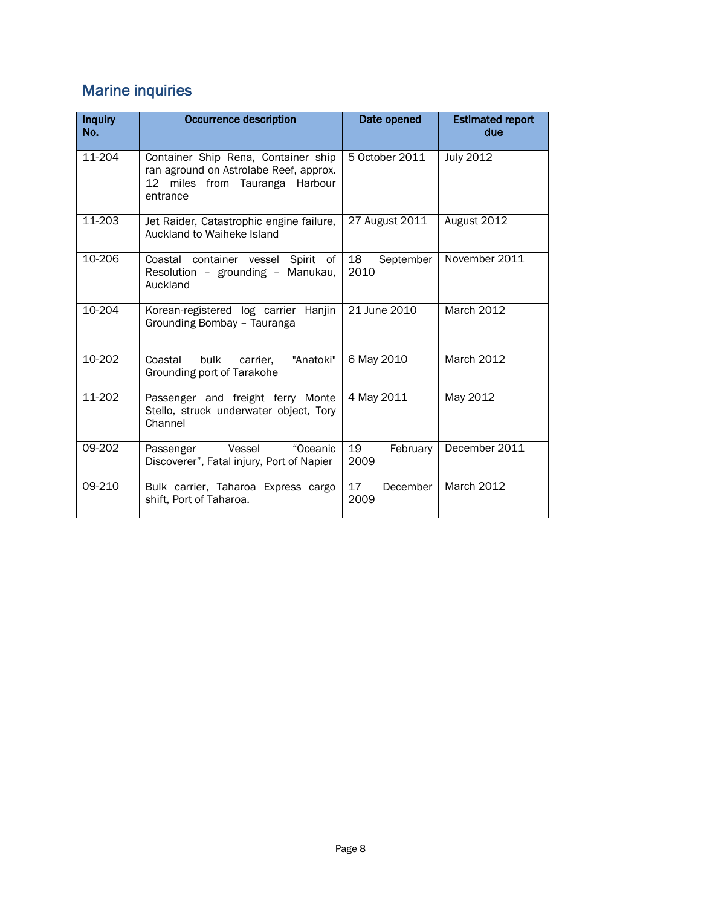## Marine inquiries

| Inquiry No. | Occurrence description | Date opened | Estimated report due |
|---|---|---|---|
| 11-204 | Container Ship Rena, Container ship ran aground on Astrolabe Reef, approx. 12 miles from Tauranga Harbour entrance | 5 October 2011 | July 2012 |
| 11-203 | Jet Raider, Catastrophic engine failure, Auckland to Waiheke Island | 27 August 2011 | August 2012 |
| 10-206 | Coastal container vessel Spirit of Resolution – grounding – Manukau, Auckland | 18 September 2010 | November 2011 |
| 10-204 | Korean-registered log carrier Hanjin Grounding Bombay – Tauranga | 21 June 2010 | March 2012 |
| 10-202 | Coastal bulk carrier, "Anatoki" Grounding port of Tarakohe | 6 May 2010 | March 2012 |
| 11-202 | Passenger and freight ferry Monte Stello, struck underwater object, Tory Channel | 4 May 2011 | May 2012 |
| 09-202 | Passenger Vessel "Oceanic Discoverer", Fatal injury, Port of Napier | 19 February 2009 | December 2011 |
| 09-210 | Bulk carrier, Taharoa Express cargo shift, Port of Taharoa. | 17 December 2009 | March 2012 |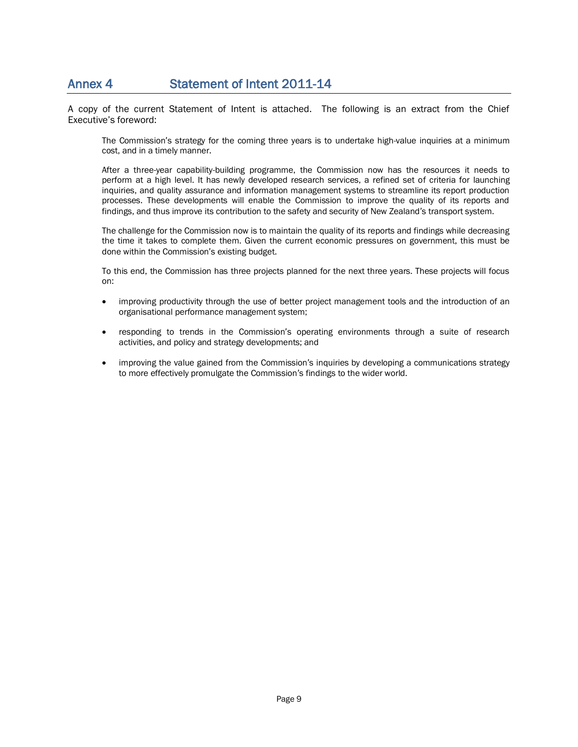## Annex 4 Statement of Intent 2011-14

A copy of the current Statement of Intent is attached. The following is an extract from the Chief Executive's foreword:

> The Commission's strategy for the coming three years is to undertake high-value inquiries at a minimum cost, and in a timely manner.
>
> After a three-year capability-building programme, the Commission now has the resources it needs to perform at a high level. It has newly developed research services, a refined set of criteria for launching inquiries, and quality assurance and information management systems to streamline its report production processes. These developments will enable the Commission to improve the quality of its reports and findings, and thus improve its contribution to the safety and security of New Zealand's transport system.
>
> The challenge for the Commission now is to maintain the quality of its reports and findings while decreasing the time it takes to complete them. Given the current economic pressures on government, this must be done within the Commission's existing budget.
>
> To this end, the Commission has three projects planned for the next three years. These projects will focus on:
>
> - improving productivity through the use of better project management tools and the introduction of an organisational performance management system;
> - responding to trends in the Commission's operating environments through a suite of research activities, and policy and strategy developments; and
> - improving the value gained from the Commission's inquiries by developing a communications strategy to more effectively promulgate the Commission's findings to the wider world.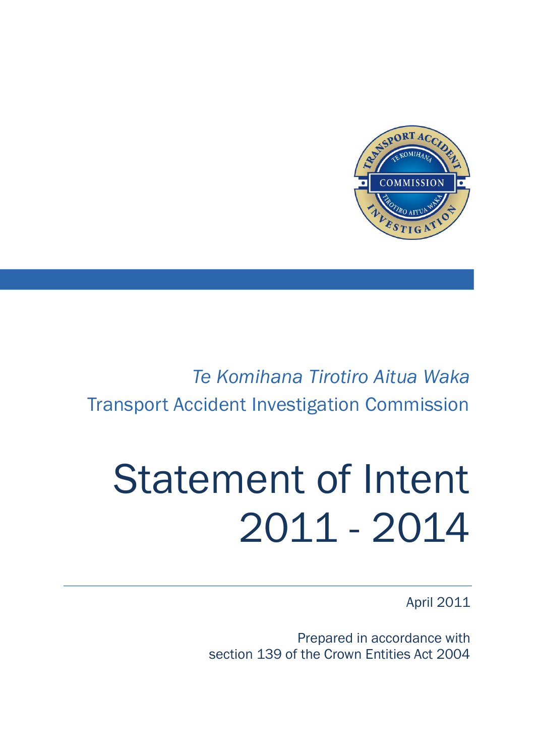*Te Komihana Tirotiro Aitua Waka*

Transport Accident Investigation Commission

# Statement of Intent 2011 - 2014

April 2011

Prepared in accordance with section 139 of the Crown Entities Act 2004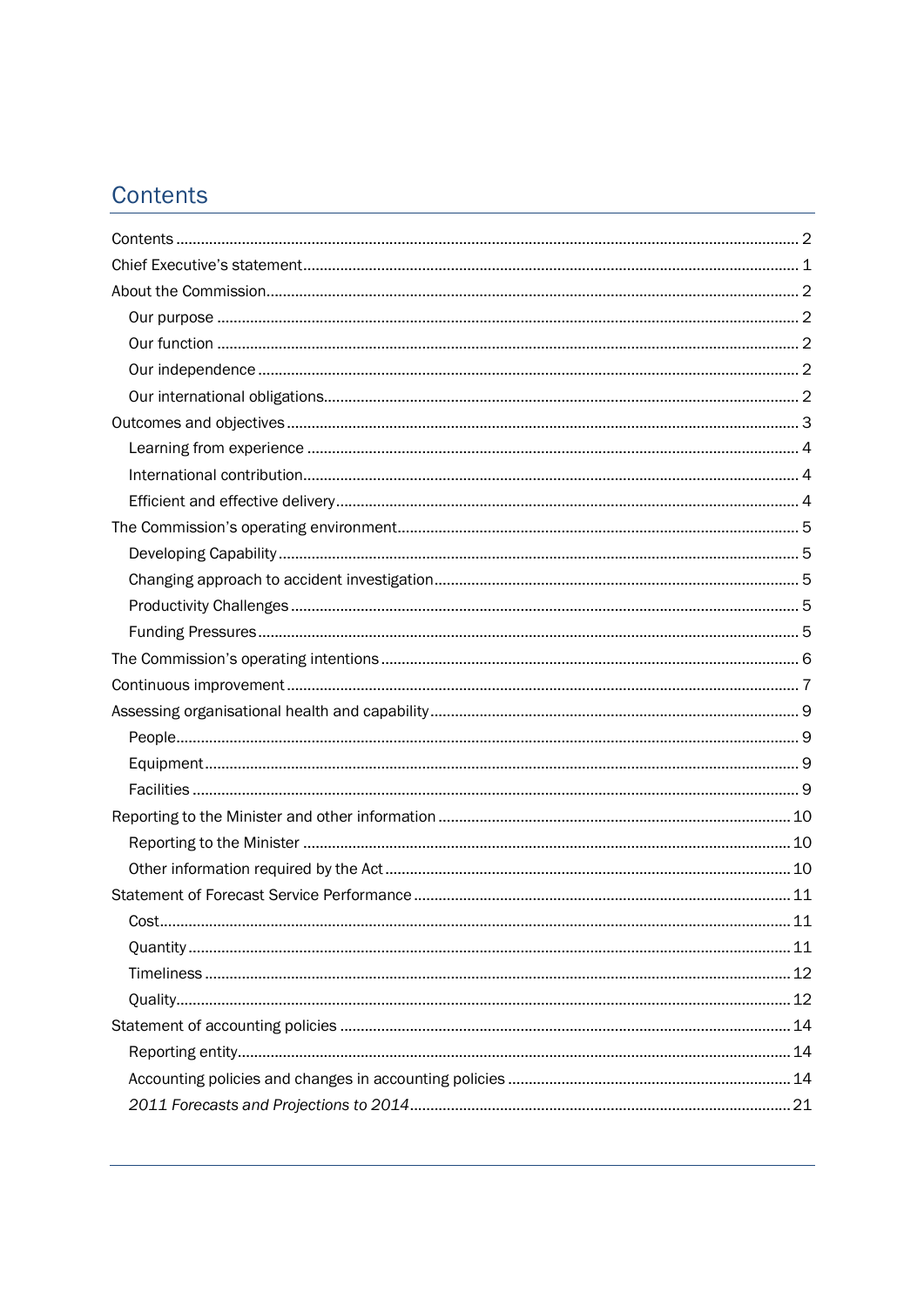## Contents

Contents ........ 2
Chief Executive's statement ........ 1
About the Commission ........ 2
- Our purpose ........ 2
- Our function ........ 2
- Our independence ........ 2
- Our international obligations ........ 2

Outcomes and objectives ........ 3
- Learning from experience ........ 4
- International contribution ........ 4
- Efficient and effective delivery ........ 4

The Commission's operating environment ........ 5
- Developing Capability ........ 5
- Changing approach to accident investigation ........ 5
- Productivity Challenges ........ 5
- Funding Pressures ........ 5

The Commission's operating intentions ........ 6
Continuous improvement ........ 7
Assessing organisational health and capability ........ 9
- People ........ 9
- Equipment ........ 9
- Facilities ........ 9

Reporting to the Minister and other information ........ 10
- Reporting to the Minister ........ 10
- Other information required by the Act ........ 10

Statement of Forecast Service Performance ........ 11
- Cost ........ 11
- Quantity ........ 11
- Timeliness ........ 12
- Quality ........ 12

Statement of accounting policies ........ 14
- Reporting entity ........ 14
- Accounting policies and changes in accounting policies ........ 14
- *2011 Forecasts and Projections to 2014* ........ 21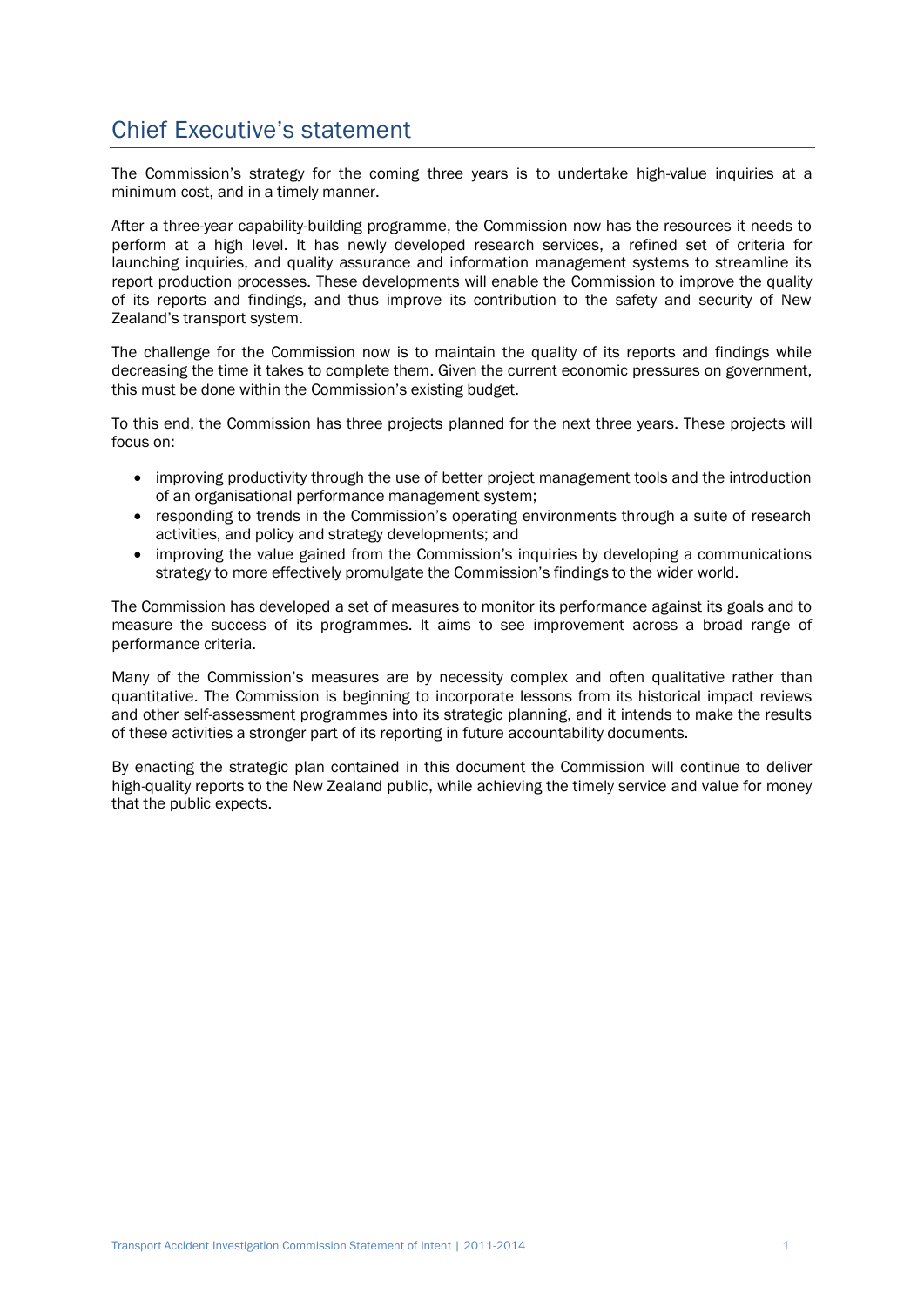# Chief Executive's statement

The Commission's strategy for the coming three years is to undertake high-value inquiries at a minimum cost, and in a timely manner.

After a three-year capability-building programme, the Commission now has the resources it needs to perform at a high level. It has newly developed research services, a refined set of criteria for launching inquiries, and quality assurance and information management systems to streamline its report production processes. These developments will enable the Commission to improve the quality of its reports and findings, and thus improve its contribution to the safety and security of New Zealand's transport system.

The challenge for the Commission now is to maintain the quality of its reports and findings while decreasing the time it takes to complete them. Given the current economic pressures on government, this must be done within the Commission's existing budget.

To this end, the Commission has three projects planned for the next three years. These projects will focus on:

- improving productivity through the use of better project management tools and the introduction of an organisational performance management system;
- responding to trends in the Commission's operating environments through a suite of research activities, and policy and strategy developments; and
- improving the value gained from the Commission's inquiries by developing a communications strategy to more effectively promulgate the Commission's findings to the wider world.

The Commission has developed a set of measures to monitor its performance against its goals and to measure the success of its programmes. It aims to see improvement across a broad range of performance criteria.

Many of the Commission's measures are by necessity complex and often qualitative rather than quantitative. The Commission is beginning to incorporate lessons from its historical impact reviews and other self-assessment programmes into its strategic planning, and it intends to make the results of these activities a stronger part of its reporting in future accountability documents.

By enacting the strategic plan contained in this document the Commission will continue to deliver high-quality reports to the New Zealand public, while achieving the timely service and value for money that the public expects.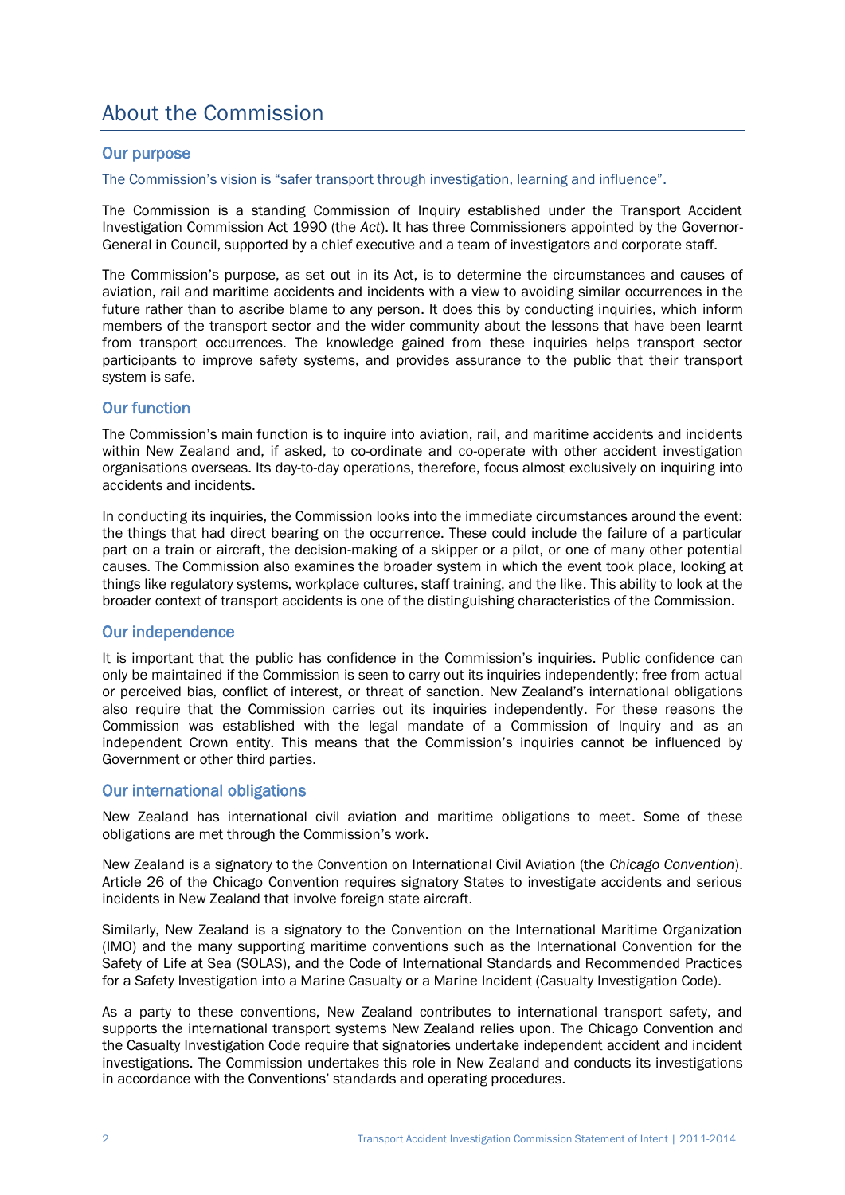# About the Commission

## Our purpose

The Commission's vision is "safer transport through investigation, learning and influence".

The Commission is a standing Commission of Inquiry established under the Transport Accident Investigation Commission Act 1990 (the *Act*). It has three Commissioners appointed by the Governor-General in Council, supported by a chief executive and a team of investigators and corporate staff.

The Commission's purpose, as set out in its Act, is to determine the circumstances and causes of aviation, rail and maritime accidents and incidents with a view to avoiding similar occurrences in the future rather than to ascribe blame to any person. It does this by conducting inquiries, which inform members of the transport sector and the wider community about the lessons that have been learnt from transport occurrences. The knowledge gained from these inquiries helps transport sector participants to improve safety systems, and provides assurance to the public that their transport system is safe.

## Our function

The Commission's main function is to inquire into aviation, rail, and maritime accidents and incidents within New Zealand and, if asked, to co-ordinate and co-operate with other accident investigation organisations overseas. Its day-to-day operations, therefore, focus almost exclusively on inquiring into accidents and incidents.

In conducting its inquiries, the Commission looks into the immediate circumstances around the event: the things that had direct bearing on the occurrence. These could include the failure of a particular part on a train or aircraft, the decision-making of a skipper or a pilot, or one of many other potential causes. The Commission also examines the broader system in which the event took place, looking at things like regulatory systems, workplace cultures, staff training, and the like. This ability to look at the broader context of transport accidents is one of the distinguishing characteristics of the Commission.

## Our independence

It is important that the public has confidence in the Commission's inquiries. Public confidence can only be maintained if the Commission is seen to carry out its inquiries independently; free from actual or perceived bias, conflict of interest, or threat of sanction. New Zealand's international obligations also require that the Commission carries out its inquiries independently. For these reasons the Commission was established with the legal mandate of a Commission of Inquiry and as an independent Crown entity. This means that the Commission's inquiries cannot be influenced by Government or other third parties.

## Our international obligations

New Zealand has international civil aviation and maritime obligations to meet. Some of these obligations are met through the Commission's work.

New Zealand is a signatory to the Convention on International Civil Aviation (the *Chicago Convention*). Article 26 of the Chicago Convention requires signatory States to investigate accidents and serious incidents in New Zealand that involve foreign state aircraft.

Similarly, New Zealand is a signatory to the Convention on the International Maritime Organization (IMO) and the many supporting maritime conventions such as the International Convention for the Safety of Life at Sea (SOLAS), and the Code of International Standards and Recommended Practices for a Safety Investigation into a Marine Casualty or a Marine Incident (Casualty Investigation Code).

As a party to these conventions, New Zealand contributes to international transport safety, and supports the international transport systems New Zealand relies upon. The Chicago Convention and the Casualty Investigation Code require that signatories undertake independent accident and incident investigations. The Commission undertakes this role in New Zealand and conducts its investigations in accordance with the Conventions' standards and operating procedures.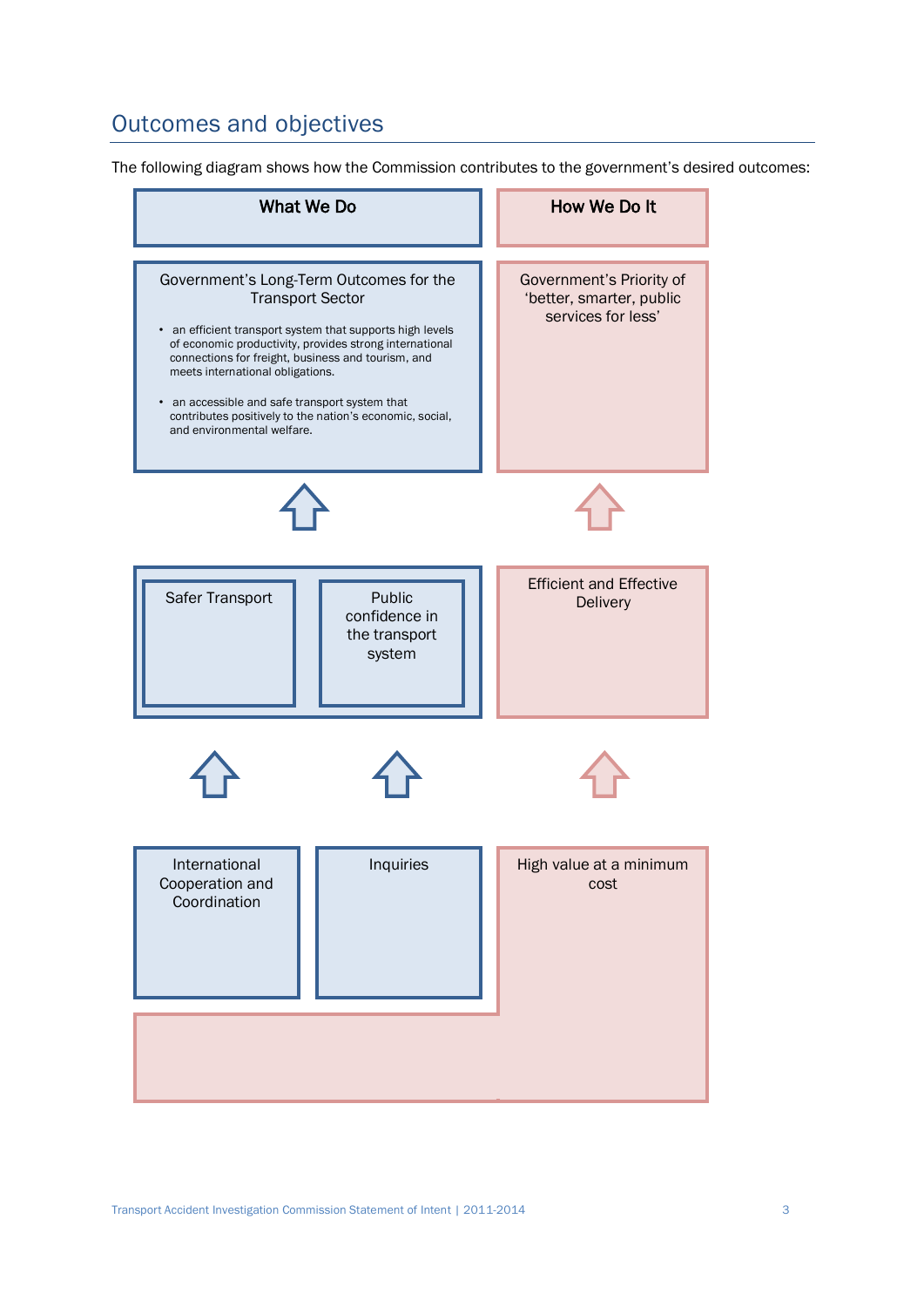## Outcomes and objectives

The following diagram shows how the Commission contributes to the government's desired outcomes:

**What We Do**

**How We Do It**

Government's Long-Term Outcomes for the Transport Sector

- an efficient transport system that supports high levels of economic productivity, provides strong international connections for freight, business and tourism, and meets international obligations.
- an accessible and safe transport system that contributes positively to the nation's economic, social, and environmental welfare.

Government's Priority of 'better, smarter, public services for less'

Safer Transport

Public confidence in the transport system

Efficient and Effective Delivery

International Cooperation and Coordination

Inquiries

High value at a minimum cost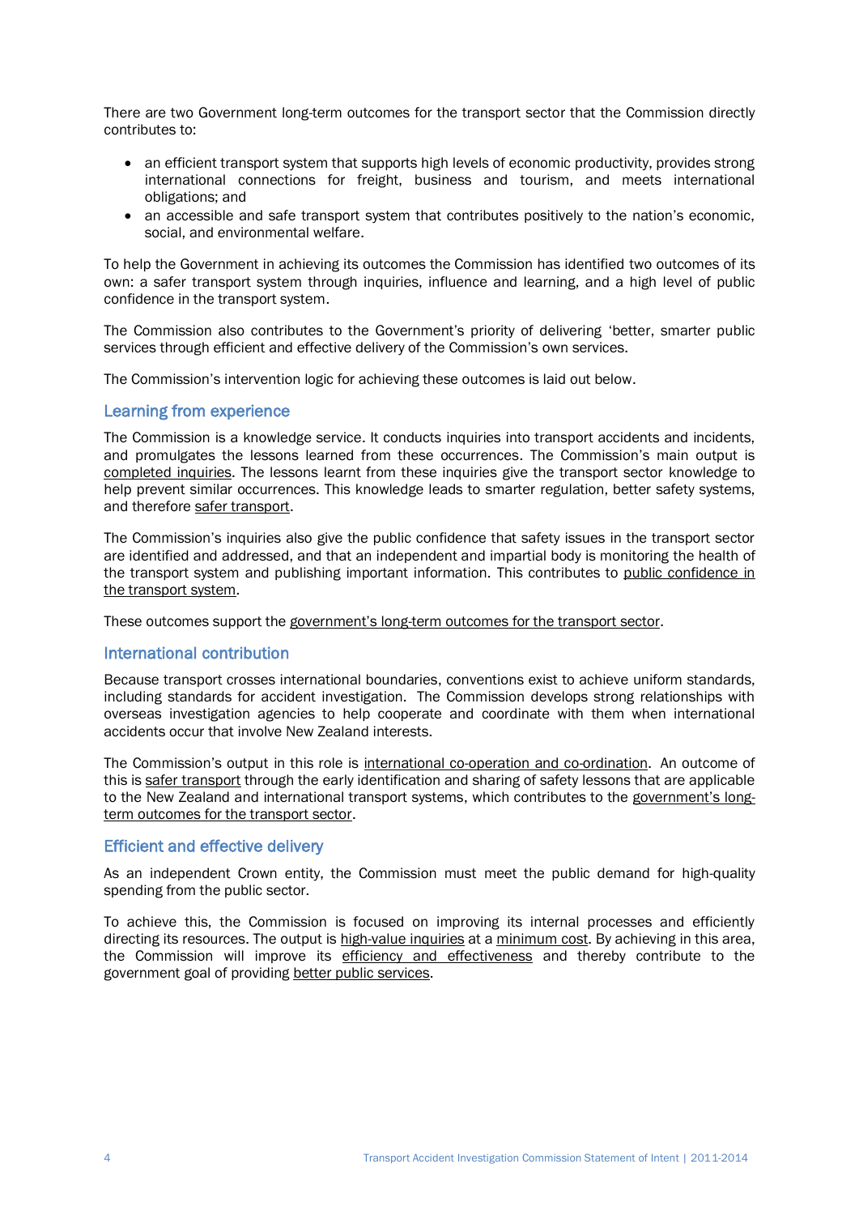There are two Government long-term outcomes for the transport sector that the Commission directly contributes to:

- an efficient transport system that supports high levels of economic productivity, provides strong international connections for freight, business and tourism, and meets international obligations; and
- an accessible and safe transport system that contributes positively to the nation's economic, social, and environmental welfare.

To help the Government in achieving its outcomes the Commission has identified two outcomes of its own: a safer transport system through inquiries, influence and learning, and a high level of public confidence in the transport system.

The Commission also contributes to the Government's priority of delivering 'better, smarter public services through efficient and effective delivery of the Commission's own services.

The Commission's intervention logic for achieving these outcomes is laid out below.

### Learning from experience

The Commission is a knowledge service. It conducts inquiries into transport accidents and incidents, and promulgates the lessons learned from these occurrences. The Commission's main output is <u>completed inquiries</u>. The lessons learnt from these inquiries give the transport sector knowledge to help prevent similar occurrences. This knowledge leads to smarter regulation, better safety systems, and therefore <u>safer transport</u>.

The Commission's inquiries also give the public confidence that safety issues in the transport sector are identified and addressed, and that an independent and impartial body is monitoring the health of the transport system and publishing important information. This contributes to <u>public confidence in the transport system</u>.

These outcomes support the <u>government's long-term outcomes for the transport sector</u>.

### International contribution

Because transport crosses international boundaries, conventions exist to achieve uniform standards, including standards for accident investigation. The Commission develops strong relationships with overseas investigation agencies to help cooperate and coordinate with them when international accidents occur that involve New Zealand interests.

The Commission's output in this role is <u>international co-operation and co-ordination</u>. An outcome of this is <u>safer transport</u> through the early identification and sharing of safety lessons that are applicable to the New Zealand and international transport systems, which contributes to the <u>government's long-term outcomes for the transport sector</u>.

### Efficient and effective delivery

As an independent Crown entity, the Commission must meet the public demand for high-quality spending from the public sector.

To achieve this, the Commission is focused on improving its internal processes and efficiently directing its resources. The output is <u>high-value inquiries</u> at a <u>minimum cost</u>. By achieving in this area, the Commission will improve its <u>efficiency and effectiveness</u> and thereby contribute to the government goal of providing <u>better public services</u>.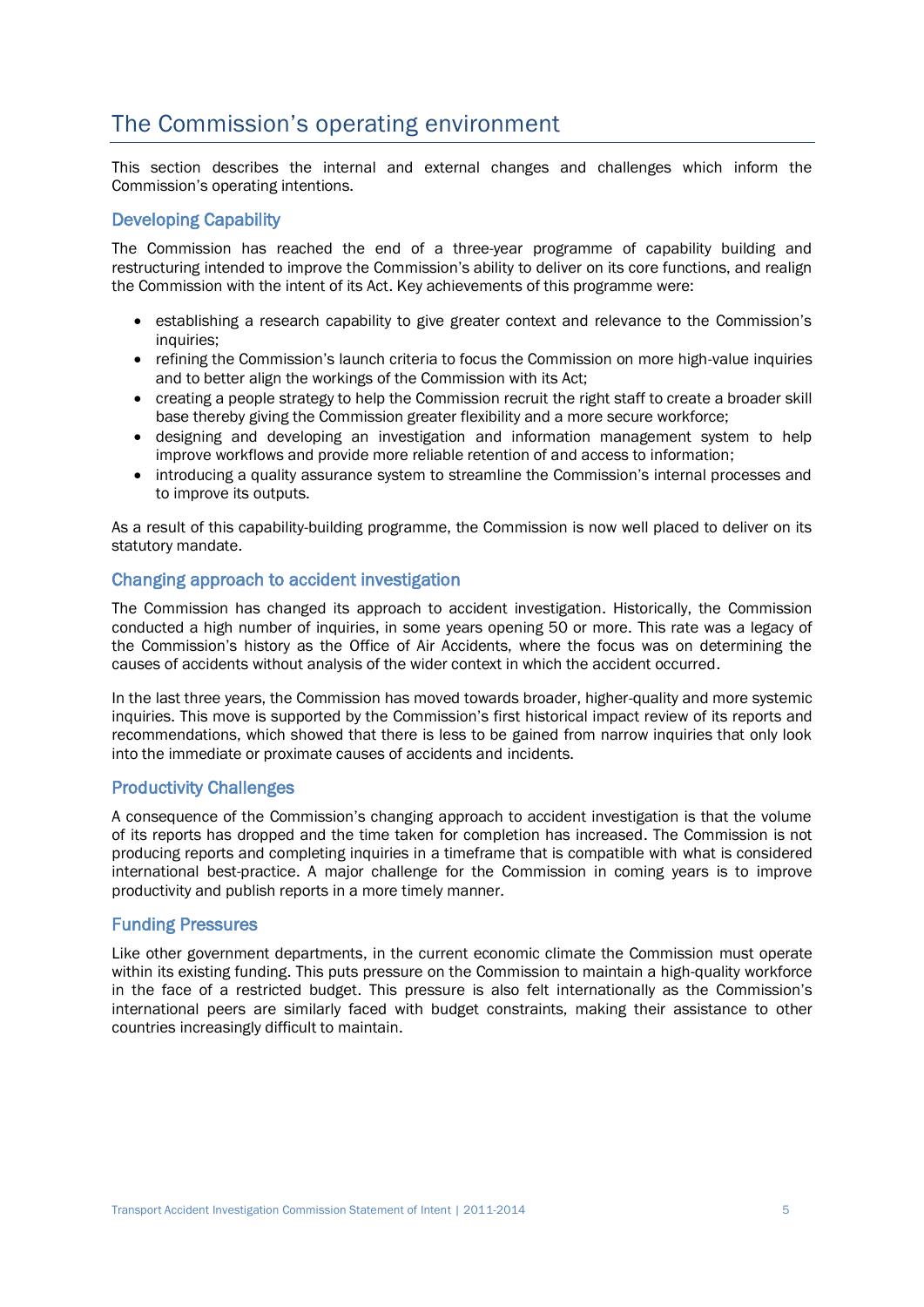# The Commission's operating environment

This section describes the internal and external changes and challenges which inform the Commission's operating intentions.

## Developing Capability

The Commission has reached the end of a three-year programme of capability building and restructuring intended to improve the Commission's ability to deliver on its core functions, and realign the Commission with the intent of its Act. Key achievements of this programme were:

- establishing a research capability to give greater context and relevance to the Commission's inquiries;
- refining the Commission's launch criteria to focus the Commission on more high-value inquiries and to better align the workings of the Commission with its Act;
- creating a people strategy to help the Commission recruit the right staff to create a broader skill base thereby giving the Commission greater flexibility and a more secure workforce;
- designing and developing an investigation and information management system to help improve workflows and provide more reliable retention of and access to information;
- introducing a quality assurance system to streamline the Commission's internal processes and to improve its outputs.

As a result of this capability-building programme, the Commission is now well placed to deliver on its statutory mandate.

## Changing approach to accident investigation

The Commission has changed its approach to accident investigation. Historically, the Commission conducted a high number of inquiries, in some years opening 50 or more. This rate was a legacy of the Commission's history as the Office of Air Accidents, where the focus was on determining the causes of accidents without analysis of the wider context in which the accident occurred.

In the last three years, the Commission has moved towards broader, higher-quality and more systemic inquiries. This move is supported by the Commission's first historical impact review of its reports and recommendations, which showed that there is less to be gained from narrow inquiries that only look into the immediate or proximate causes of accidents and incidents.

## Productivity Challenges

A consequence of the Commission's changing approach to accident investigation is that the volume of its reports has dropped and the time taken for completion has increased. The Commission is not producing reports and completing inquiries in a timeframe that is compatible with what is considered international best-practice. A major challenge for the Commission in coming years is to improve productivity and publish reports in a more timely manner.

## Funding Pressures

Like other government departments, in the current economic climate the Commission must operate within its existing funding. This puts pressure on the Commission to maintain a high-quality workforce in the face of a restricted budget. This pressure is also felt internationally as the Commission's international peers are similarly faced with budget constraints, making their assistance to other countries increasingly difficult to maintain.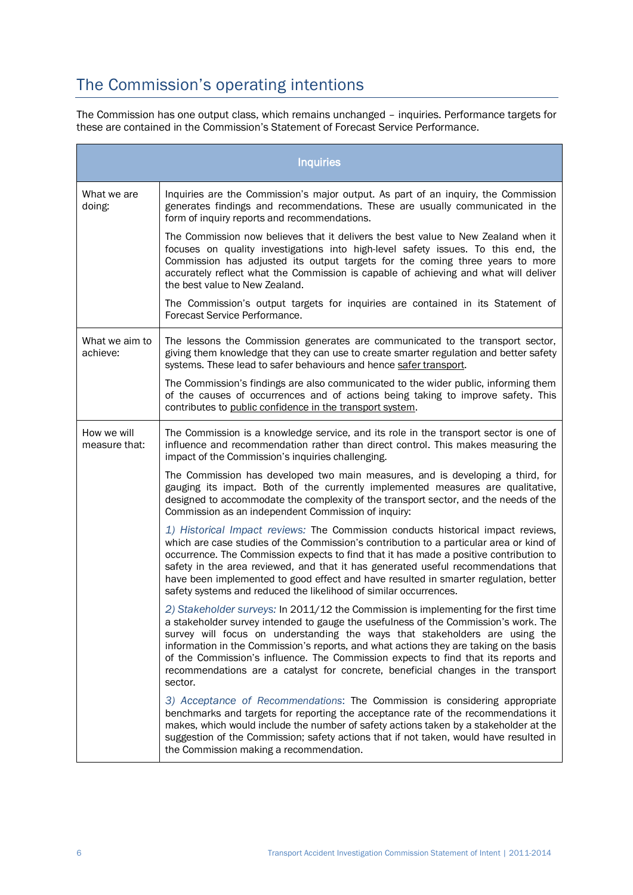## The Commission's operating intentions

The Commission has one output class, which remains unchanged – inquiries. Performance targets for these are contained in the Commission's Statement of Forecast Service Performance.

| Inquiries | |
|---|---|
| What we are doing: | Inquiries are the Commission's major output. As part of an inquiry, the Commission generates findings and recommendations. These are usually communicated in the form of inquiry reports and recommendations.<br><br>The Commission now believes that it delivers the best value to New Zealand when it focuses on quality investigations into high-level safety issues. To this end, the Commission has adjusted its output targets for the coming three years to more accurately reflect what the Commission is capable of achieving and what will deliver the best value to New Zealand.<br><br>The Commission's output targets for inquiries are contained in its Statement of Forecast Service Performance. |
| What we aim to achieve: | The lessons the Commission generates are communicated to the transport sector, giving them knowledge that they can use to create smarter regulation and better safety systems. These lead to safer behaviours and hence safer transport.<br><br>The Commission's findings are also communicated to the wider public, informing them of the causes of occurrences and of actions being taking to improve safety. This contributes to public confidence in the transport system. |
| How we will measure that: | The Commission is a knowledge service, and its role in the transport sector is one of influence and recommendation rather than direct control. This makes measuring the impact of the Commission's inquiries challenging.<br><br>The Commission has developed two main measures, and is developing a third, for gauging its impact. Both of the currently implemented measures are qualitative, designed to accommodate the complexity of the transport sector, and the needs of the Commission as an independent Commission of inquiry:<br><br>*1) Historical Impact reviews:* The Commission conducts historical impact reviews, which are case studies of the Commission's contribution to a particular area or kind of occurrence. The Commission expects to find that it has made a positive contribution to safety in the area reviewed, and that it has generated useful recommendations that have been implemented to good effect and have resulted in smarter regulation, better safety systems and reduced the likelihood of similar occurrences.<br><br>*2) Stakeholder surveys:* In 2011/12 the Commission is implementing for the first time a stakeholder survey intended to gauge the usefulness of the Commission's work. The survey will focus on understanding the ways that stakeholders are using the information in the Commission's reports, and what actions they are taking on the basis of the Commission's influence. The Commission expects to find that its reports and recommendations are a catalyst for concrete, beneficial changes in the transport sector.<br><br>*3) Acceptance of Recommendations*: The Commission is considering appropriate benchmarks and targets for reporting the acceptance rate of the recommendations it makes, which would include the number of safety actions taken by a stakeholder at the suggestion of the Commission; safety actions that if not taken, would have resulted in the Commission making a recommendation. |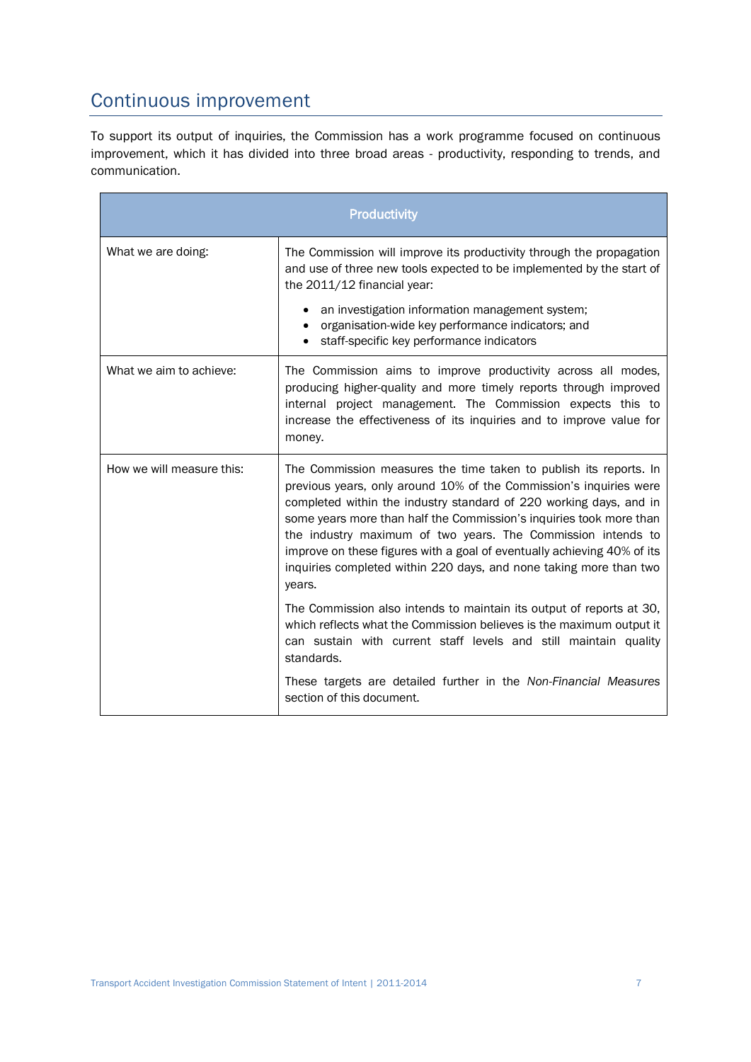## Continuous improvement

To support its output of inquiries, the Commission has a work programme focused on continuous improvement, which it has divided into three broad areas - productivity, responding to trends, and communication.

| Productivity | |
|---|---|
| What we are doing: | The Commission will improve its productivity through the propagation and use of three new tools expected to be implemented by the start of the 2011/12 financial year:<br>• an investigation information management system;<br>• organisation-wide key performance indicators; and<br>• staff-specific key performance indicators |
| What we aim to achieve: | The Commission aims to improve productivity across all modes, producing higher-quality and more timely reports through improved internal project management. The Commission expects this to increase the effectiveness of its inquiries and to improve value for money. |
| How we will measure this: | The Commission measures the time taken to publish its reports. In previous years, only around 10% of the Commission's inquiries were completed within the industry standard of 220 working days, and in some years more than half the Commission's inquiries took more than the industry maximum of two years. The Commission intends to improve on these figures with a goal of eventually achieving 40% of its inquiries completed within 220 days, and none taking more than two years.<br><br>The Commission also intends to maintain its output of reports at 30, which reflects what the Commission believes is the maximum output it can sustain with current staff levels and still maintain quality standards.<br><br>These targets are detailed further in the *Non-Financial Measures* section of this document. |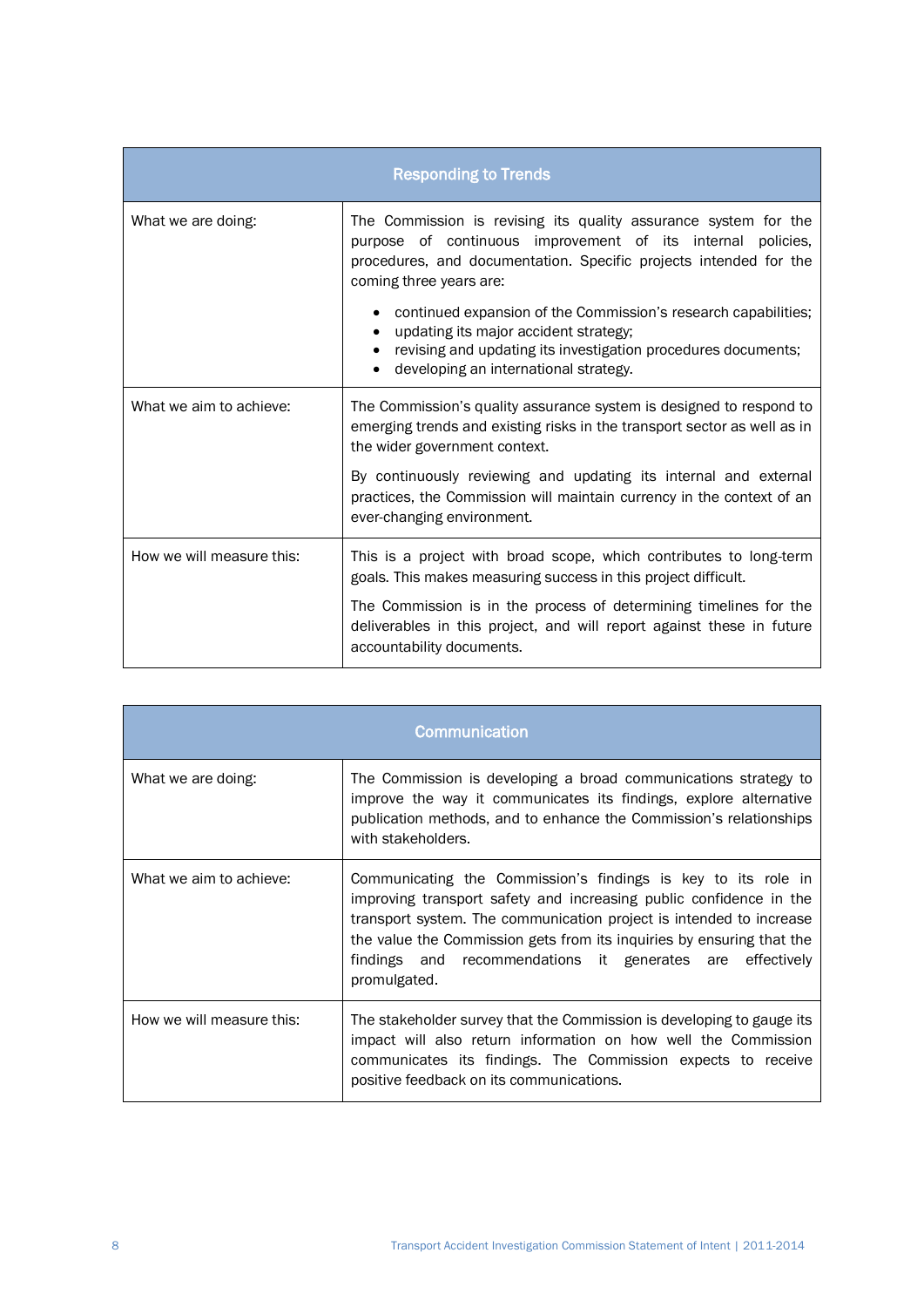| Responding to Trends | |
|---|---|
| What we are doing: | The Commission is revising its quality assurance system for the purpose of continuous improvement of its internal policies, procedures, and documentation. Specific projects intended for the coming three years are:<br>• continued expansion of the Commission's research capabilities;<br>• updating its major accident strategy;<br>• revising and updating its investigation procedures documents;<br>• developing an international strategy. |
| What we aim to achieve: | The Commission's quality assurance system is designed to respond to emerging trends and existing risks in the transport sector as well as in the wider government context.<br>By continuously reviewing and updating its internal and external practices, the Commission will maintain currency in the context of an ever-changing environment. |
| How we will measure this: | This is a project with broad scope, which contributes to long-term goals. This makes measuring success in this project difficult.<br>The Commission is in the process of determining timelines for the deliverables in this project, and will report against these in future accountability documents. |

| Communication | |
|---|---|
| What we are doing: | The Commission is developing a broad communications strategy to improve the way it communicates its findings, explore alternative publication methods, and to enhance the Commission's relationships with stakeholders. |
| What we aim to achieve: | Communicating the Commission's findings is key to its role in improving transport safety and increasing public confidence in the transport system. The communication project is intended to increase the value the Commission gets from its inquiries by ensuring that the findings and recommendations it generates are effectively promulgated. |
| How we will measure this: | The stakeholder survey that the Commission is developing to gauge its impact will also return information on how well the Commission communicates its findings. The Commission expects to receive positive feedback on its communications. |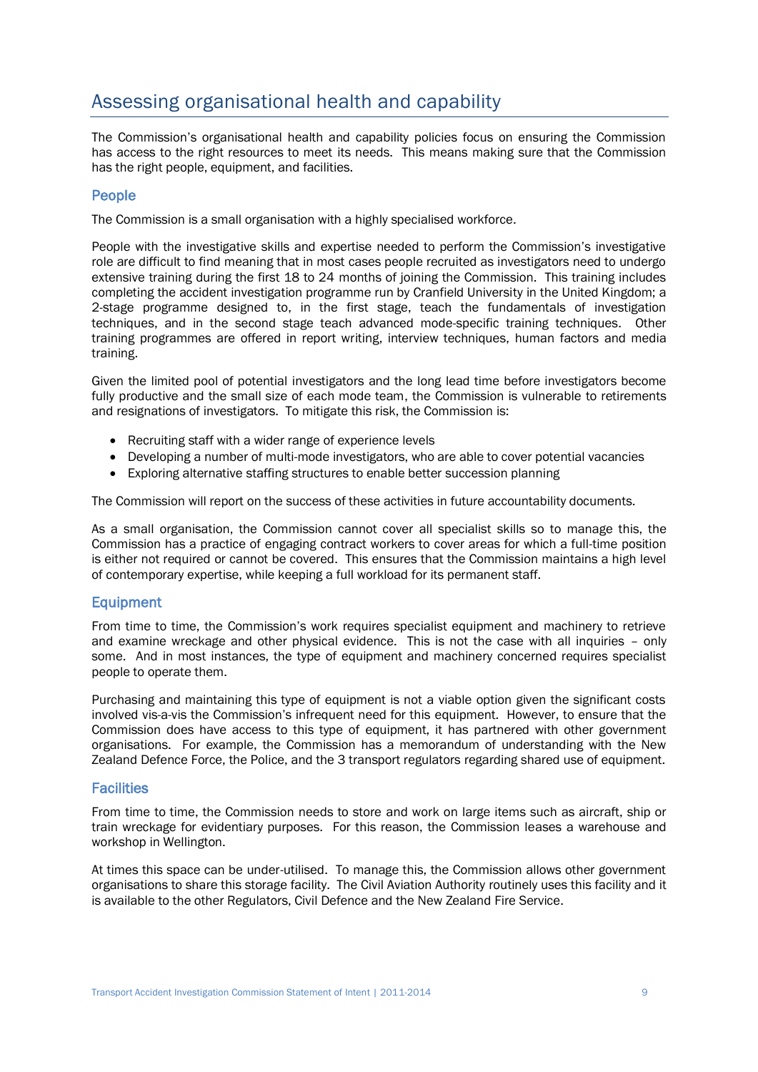# Assessing organisational health and capability

The Commission's organisational health and capability policies focus on ensuring the Commission has access to the right resources to meet its needs. This means making sure that the Commission has the right people, equipment, and facilities.

## People

The Commission is a small organisation with a highly specialised workforce.

People with the investigative skills and expertise needed to perform the Commission's investigative role are difficult to find meaning that in most cases people recruited as investigators need to undergo extensive training during the first 18 to 24 months of joining the Commission. This training includes completing the accident investigation programme run by Cranfield University in the United Kingdom; a 2-stage programme designed to, in the first stage, teach the fundamentals of investigation techniques, and in the second stage teach advanced mode-specific training techniques. Other training programmes are offered in report writing, interview techniques, human factors and media training.

Given the limited pool of potential investigators and the long lead time before investigators become fully productive and the small size of each mode team, the Commission is vulnerable to retirements and resignations of investigators. To mitigate this risk, the Commission is:

- Recruiting staff with a wider range of experience levels
- Developing a number of multi-mode investigators, who are able to cover potential vacancies
- Exploring alternative staffing structures to enable better succession planning

The Commission will report on the success of these activities in future accountability documents.

As a small organisation, the Commission cannot cover all specialist skills so to manage this, the Commission has a practice of engaging contract workers to cover areas for which a full-time position is either not required or cannot be covered. This ensures that the Commission maintains a high level of contemporary expertise, while keeping a full workload for its permanent staff.

## Equipment

From time to time, the Commission's work requires specialist equipment and machinery to retrieve and examine wreckage and other physical evidence. This is not the case with all inquiries – only some. And in most instances, the type of equipment and machinery concerned requires specialist people to operate them.

Purchasing and maintaining this type of equipment is not a viable option given the significant costs involved vis-a-vis the Commission's infrequent need for this equipment. However, to ensure that the Commission does have access to this type of equipment, it has partnered with other government organisations. For example, the Commission has a memorandum of understanding with the New Zealand Defence Force, the Police, and the 3 transport regulators regarding shared use of equipment.

## Facilities

From time to time, the Commission needs to store and work on large items such as aircraft, ship or train wreckage for evidentiary purposes. For this reason, the Commission leases a warehouse and workshop in Wellington.

At times this space can be under-utilised. To manage this, the Commission allows other government organisations to share this storage facility. The Civil Aviation Authority routinely uses this facility and it is available to the other Regulators, Civil Defence and the New Zealand Fire Service.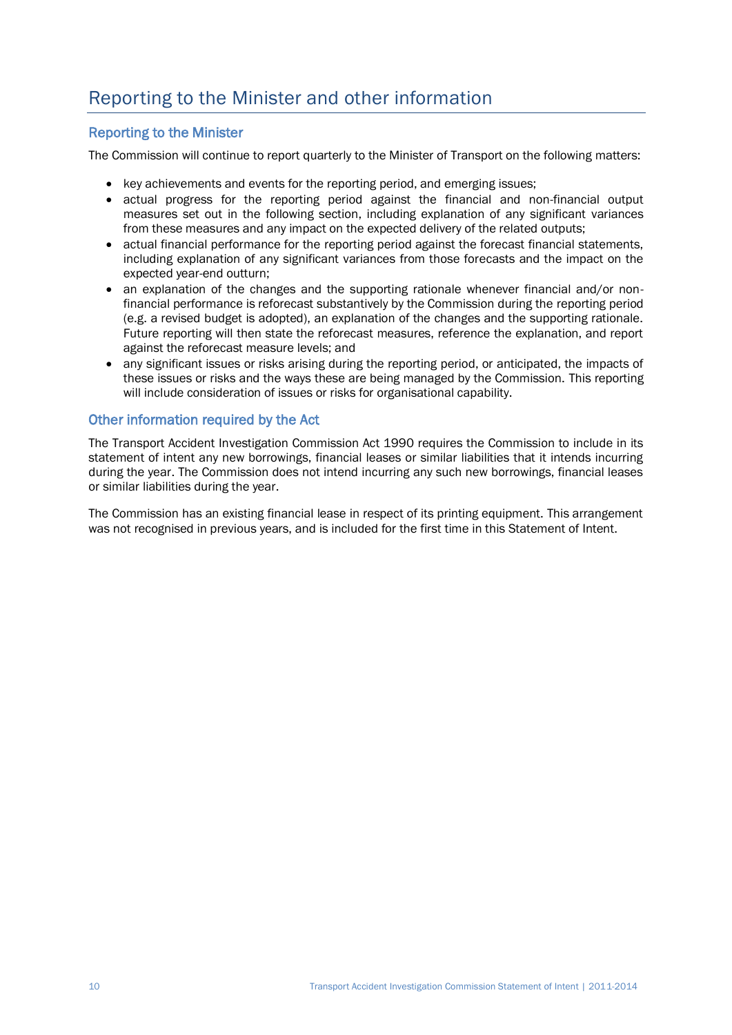# Reporting to the Minister and other information

## Reporting to the Minister

The Commission will continue to report quarterly to the Minister of Transport on the following matters:

- key achievements and events for the reporting period, and emerging issues;
- actual progress for the reporting period against the financial and non-financial output measures set out in the following section, including explanation of any significant variances from these measures and any impact on the expected delivery of the related outputs;
- actual financial performance for the reporting period against the forecast financial statements, including explanation of any significant variances from those forecasts and the impact on the expected year-end outturn;
- an explanation of the changes and the supporting rationale whenever financial and/or non-financial performance is reforecast substantively by the Commission during the reporting period (e.g. a revised budget is adopted), an explanation of the changes and the supporting rationale. Future reporting will then state the reforecast measures, reference the explanation, and report against the reforecast measure levels; and
- any significant issues or risks arising during the reporting period, or anticipated, the impacts of these issues or risks and the ways these are being managed by the Commission. This reporting will include consideration of issues or risks for organisational capability.

## Other information required by the Act

The Transport Accident Investigation Commission Act 1990 requires the Commission to include in its statement of intent any new borrowings, financial leases or similar liabilities that it intends incurring during the year. The Commission does not intend incurring any such new borrowings, financial leases or similar liabilities during the year.

The Commission has an existing financial lease in respect of its printing equipment. This arrangement was not recognised in previous years, and is included for the first time in this Statement of Intent.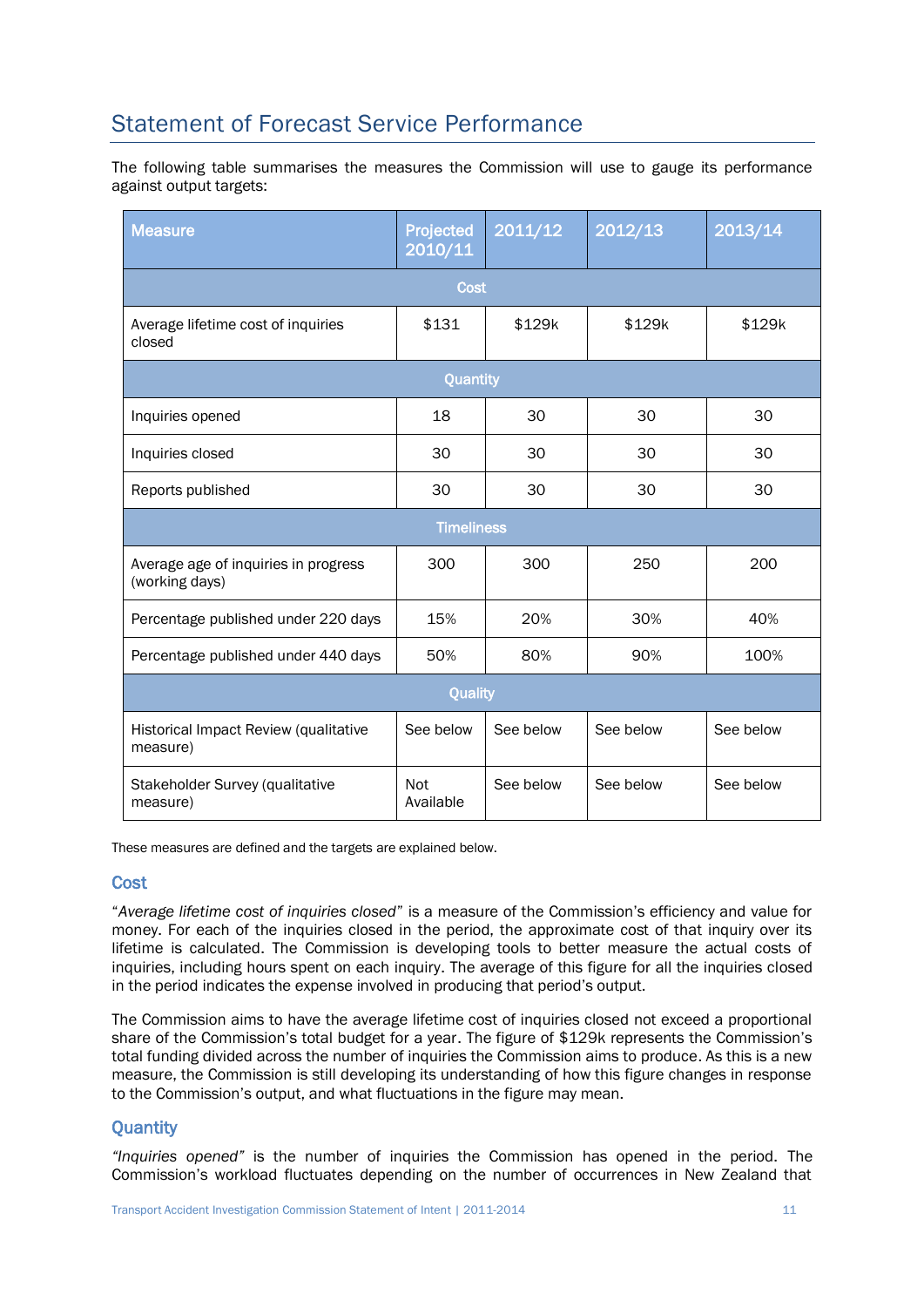## Statement of Forecast Service Performance

The following table summarises the measures the Commission will use to gauge its performance against output targets:

| Measure | Projected 2010/11 | 2011/12 | 2012/13 | 2013/14 |
|---|---|---|---|---|
| **Cost** | | | | |
| Average lifetime cost of inquiries closed | $131 | $129k | $129k | $129k |
| **Quantity** | | | | |
| Inquiries opened | 18 | 30 | 30 | 30 |
| Inquiries closed | 30 | 30 | 30 | 30 |
| Reports published | 30 | 30 | 30 | 30 |
| **Timeliness** | | | | |
| Average age of inquiries in progress (working days) | 300 | 300 | 250 | 200 |
| Percentage published under 220 days | 15% | 20% | 30% | 40% |
| Percentage published under 440 days | 50% | 80% | 90% | 100% |
| **Quality** | | | | |
| Historical Impact Review (qualitative measure) | See below | See below | See below | See below |
| Stakeholder Survey (qualitative measure) | Not Available | See below | See below | See below |

These measures are defined and the targets are explained below.

### Cost

"*Average lifetime cost of inquiries closed*" is a measure of the Commission's efficiency and value for money. For each of the inquiries closed in the period, the approximate cost of that inquiry over its lifetime is calculated. The Commission is developing tools to better measure the actual costs of inquiries, including hours spent on each inquiry. The average of this figure for all the inquiries closed in the period indicates the expense involved in producing that period's output.

The Commission aims to have the average lifetime cost of inquiries closed not exceed a proportional share of the Commission's total budget for a year. The figure of $129k represents the Commission's total funding divided across the number of inquiries the Commission aims to produce. As this is a new measure, the Commission is still developing its understanding of how this figure changes in response to the Commission's output, and what fluctuations in the figure may mean.

### Quantity

*"Inquiries opened"* is the number of inquiries the Commission has opened in the period. The Commission's workload fluctuates depending on the number of occurrences in New Zealand that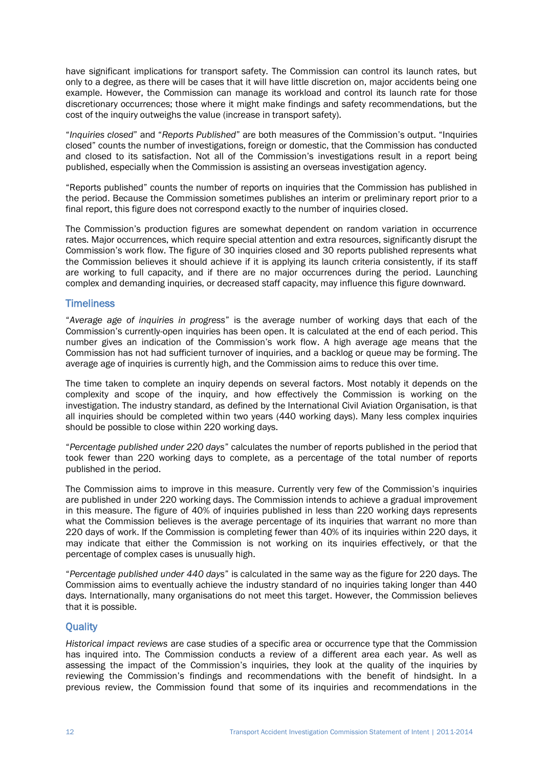have significant implications for transport safety. The Commission can control its launch rates, but only to a degree, as there will be cases that it will have little discretion on, major accidents being one example. However, the Commission can manage its workload and control its launch rate for those discretionary occurrences; those where it might make findings and safety recommendations, but the cost of the inquiry outweighs the value (increase in transport safety).

"*Inquiries closed*" and "*Reports Published*" are both measures of the Commission's output. "Inquiries closed" counts the number of investigations, foreign or domestic, that the Commission has conducted and closed to its satisfaction. Not all of the Commission's investigations result in a report being published, especially when the Commission is assisting an overseas investigation agency.

"Reports published" counts the number of reports on inquiries that the Commission has published in the period. Because the Commission sometimes publishes an interim or preliminary report prior to a final report, this figure does not correspond exactly to the number of inquiries closed.

The Commission's production figures are somewhat dependent on random variation in occurrence rates. Major occurrences, which require special attention and extra resources, significantly disrupt the Commission's work flow. The figure of 30 inquiries closed and 30 reports published represents what the Commission believes it should achieve if it is applying its launch criteria consistently, if its staff are working to full capacity, and if there are no major occurrences during the period. Launching complex and demanding inquiries, or decreased staff capacity, may influence this figure downward.

## Timeliness

"*Average age of inquiries in progress*" is the average number of working days that each of the Commission's currently-open inquiries has been open. It is calculated at the end of each period. This number gives an indication of the Commission's work flow. A high average age means that the Commission has not had sufficient turnover of inquiries, and a backlog or queue may be forming. The average age of inquiries is currently high, and the Commission aims to reduce this over time.

The time taken to complete an inquiry depends on several factors. Most notably it depends on the complexity and scope of the inquiry, and how effectively the Commission is working on the investigation. The industry standard, as defined by the International Civil Aviation Organisation, is that all inquiries should be completed within two years (440 working days). Many less complex inquiries should be possible to close within 220 working days.

"*Percentage published under 220 days*" calculates the number of reports published in the period that took fewer than 220 working days to complete, as a percentage of the total number of reports published in the period.

The Commission aims to improve in this measure. Currently very few of the Commission's inquiries are published in under 220 working days. The Commission intends to achieve a gradual improvement in this measure. The figure of 40% of inquiries published in less than 220 working days represents what the Commission believes is the average percentage of its inquiries that warrant no more than 220 days of work. If the Commission is completing fewer than 40% of its inquiries within 220 days, it may indicate that either the Commission is not working on its inquiries effectively, or that the percentage of complex cases is unusually high.

"*Percentage published under 440 days*" is calculated in the same way as the figure for 220 days. The Commission aims to eventually achieve the industry standard of no inquiries taking longer than 440 days. Internationally, many organisations do not meet this target. However, the Commission believes that it is possible.

## Quality

*Historical impact reviews* are case studies of a specific area or occurrence type that the Commission has inquired into. The Commission conducts a review of a different area each year. As well as assessing the impact of the Commission's inquiries, they look at the quality of the inquiries by reviewing the Commission's findings and recommendations with the benefit of hindsight. In a previous review, the Commission found that some of its inquiries and recommendations in the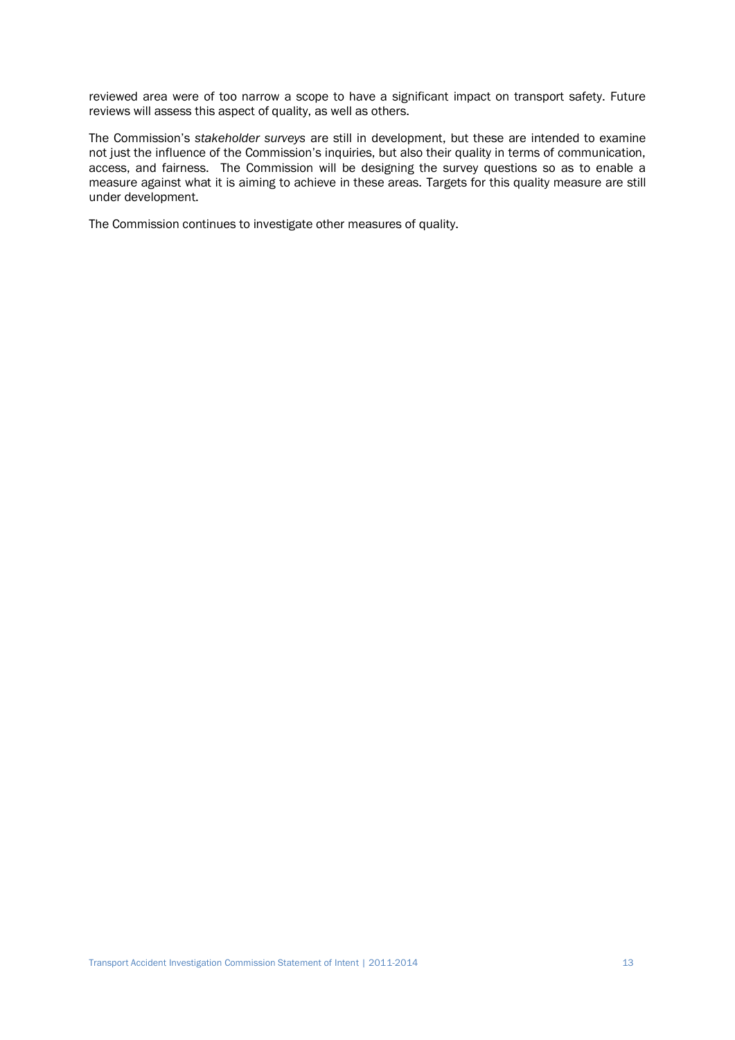reviewed area were of too narrow a scope to have a significant impact on transport safety. Future reviews will assess this aspect of quality, as well as others.

The Commission's *stakeholder surveys* are still in development, but these are intended to examine not just the influence of the Commission's inquiries, but also their quality in terms of communication, access, and fairness. The Commission will be designing the survey questions so as to enable a measure against what it is aiming to achieve in these areas. Targets for this quality measure are still under development.

The Commission continues to investigate other measures of quality.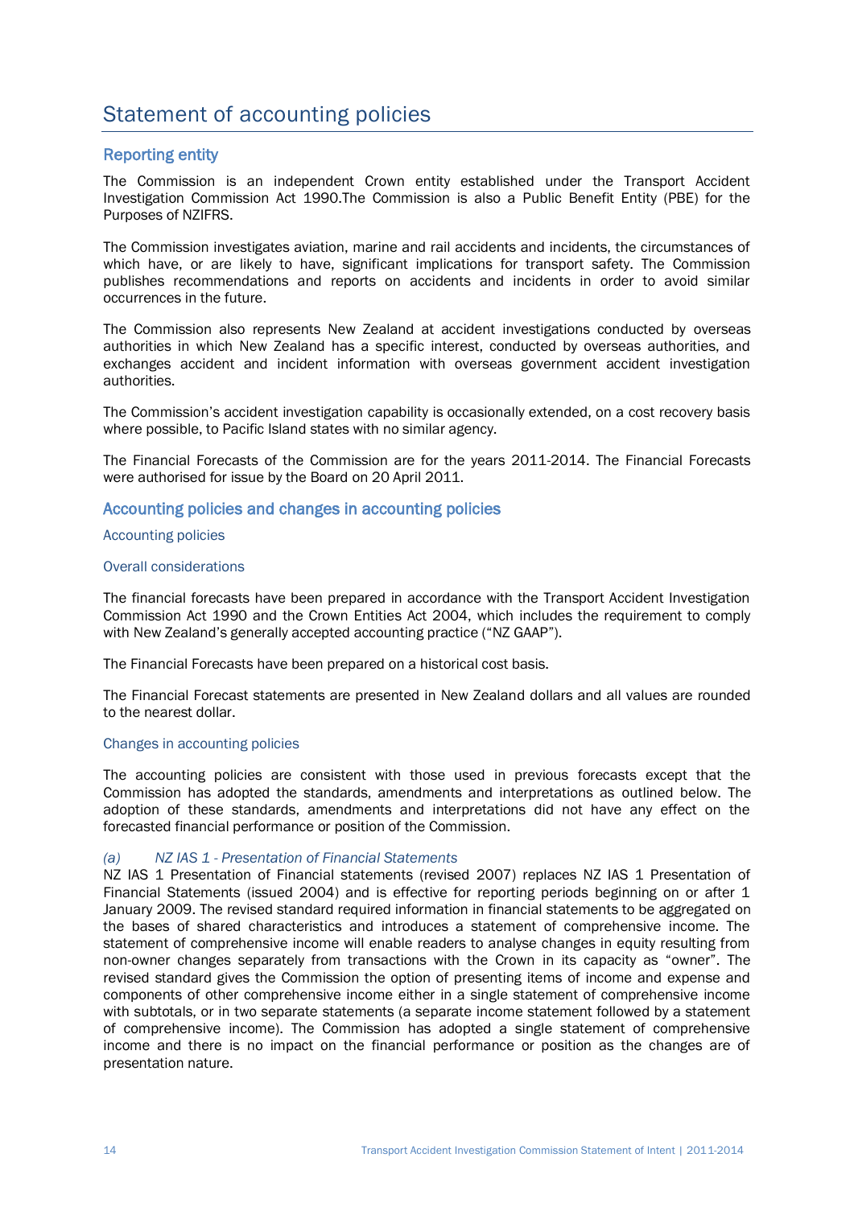# Statement of accounting policies

## Reporting entity

The Commission is an independent Crown entity established under the Transport Accident Investigation Commission Act 1990.The Commission is also a Public Benefit Entity (PBE) for the Purposes of NZIFRS.

The Commission investigates aviation, marine and rail accidents and incidents, the circumstances of which have, or are likely to have, significant implications for transport safety. The Commission publishes recommendations and reports on accidents and incidents in order to avoid similar occurrences in the future.

The Commission also represents New Zealand at accident investigations conducted by overseas authorities in which New Zealand has a specific interest, conducted by overseas authorities, and exchanges accident and incident information with overseas government accident investigation authorities.

The Commission's accident investigation capability is occasionally extended, on a cost recovery basis where possible, to Pacific Island states with no similar agency.

The Financial Forecasts of the Commission are for the years 2011-2014. The Financial Forecasts were authorised for issue by the Board on 20 April 2011.

## Accounting policies and changes in accounting policies

### Accounting policies

### Overall considerations

The financial forecasts have been prepared in accordance with the Transport Accident Investigation Commission Act 1990 and the Crown Entities Act 2004, which includes the requirement to comply with New Zealand's generally accepted accounting practice ("NZ GAAP").

The Financial Forecasts have been prepared on a historical cost basis.

The Financial Forecast statements are presented in New Zealand dollars and all values are rounded to the nearest dollar.

### Changes in accounting policies

The accounting policies are consistent with those used in previous forecasts except that the Commission has adopted the standards, amendments and interpretations as outlined below. The adoption of these standards, amendments and interpretations did not have any effect on the forecasted financial performance or position of the Commission.

*(a) NZ IAS 1 - Presentation of Financial Statements*

NZ IAS 1 Presentation of Financial statements (revised 2007) replaces NZ IAS 1 Presentation of Financial Statements (issued 2004) and is effective for reporting periods beginning on or after 1 January 2009. The revised standard required information in financial statements to be aggregated on the bases of shared characteristics and introduces a statement of comprehensive income. The statement of comprehensive income will enable readers to analyse changes in equity resulting from non-owner changes separately from transactions with the Crown in its capacity as "owner". The revised standard gives the Commission the option of presenting items of income and expense and components of other comprehensive income either in a single statement of comprehensive income with subtotals, or in two separate statements (a separate income statement followed by a statement of comprehensive income). The Commission has adopted a single statement of comprehensive income and there is no impact on the financial performance or position as the changes are of presentation nature.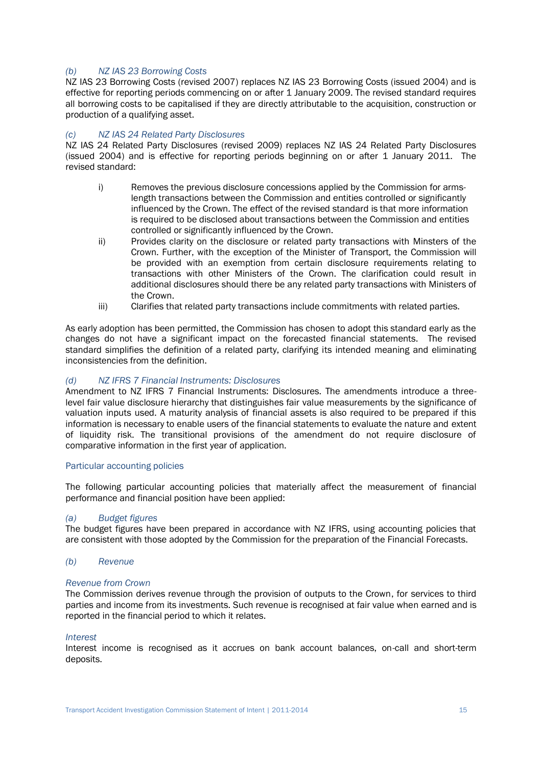### *(b) NZ IAS 23 Borrowing Costs*

NZ IAS 23 Borrowing Costs (revised 2007) replaces NZ IAS 23 Borrowing Costs (issued 2004) and is effective for reporting periods commencing on or after 1 January 2009. The revised standard requires all borrowing costs to be capitalised if they are directly attributable to the acquisition, construction or production of a qualifying asset.

### *(c) NZ IAS 24 Related Party Disclosures*

NZ IAS 24 Related Party Disclosures (revised 2009) replaces NZ IAS 24 Related Party Disclosures (issued 2004) and is effective for reporting periods beginning on or after 1 January 2011. The revised standard:

i) Removes the previous disclosure concessions applied by the Commission for arms-length transactions between the Commission and entities controlled or significantly influenced by the Crown. The effect of the revised standard is that more information is required to be disclosed about transactions between the Commission and entities controlled or significantly influenced by the Crown.

ii) Provides clarity on the disclosure or related party transactions with Minsters of the Crown. Further, with the exception of the Minister of Transport, the Commission will be provided with an exemption from certain disclosure requirements relating to transactions with other Ministers of the Crown. The clarification could result in additional disclosures should there be any related party transactions with Ministers of the Crown.

iii) Clarifies that related party transactions include commitments with related parties.

As early adoption has been permitted, the Commission has chosen to adopt this standard early as the changes do not have a significant impact on the forecasted financial statements. The revised standard simplifies the definition of a related party, clarifying its intended meaning and eliminating inconsistencies from the definition.

### *(d) NZ IFRS 7 Financial Instruments: Disclosures*

Amendment to NZ IFRS 7 Financial Instruments: Disclosures. The amendments introduce a three-level fair value disclosure hierarchy that distinguishes fair value measurements by the significance of valuation inputs used. A maturity analysis of financial assets is also required to be prepared if this information is necessary to enable users of the financial statements to evaluate the nature and extent of liquidity risk. The transitional provisions of the amendment do not require disclosure of comparative information in the first year of application.

## Particular accounting policies

The following particular accounting policies that materially affect the measurement of financial performance and financial position have been applied:

### *(a) Budget figures*

The budget figures have been prepared in accordance with NZ IFRS, using accounting policies that are consistent with those adopted by the Commission for the preparation of the Financial Forecasts.

### *(b) Revenue*

#### *Revenue from Crown*

The Commission derives revenue through the provision of outputs to the Crown, for services to third parties and income from its investments. Such revenue is recognised at fair value when earned and is reported in the financial period to which it relates.

#### *Interest*

Interest income is recognised as it accrues on bank account balances, on-call and short-term deposits.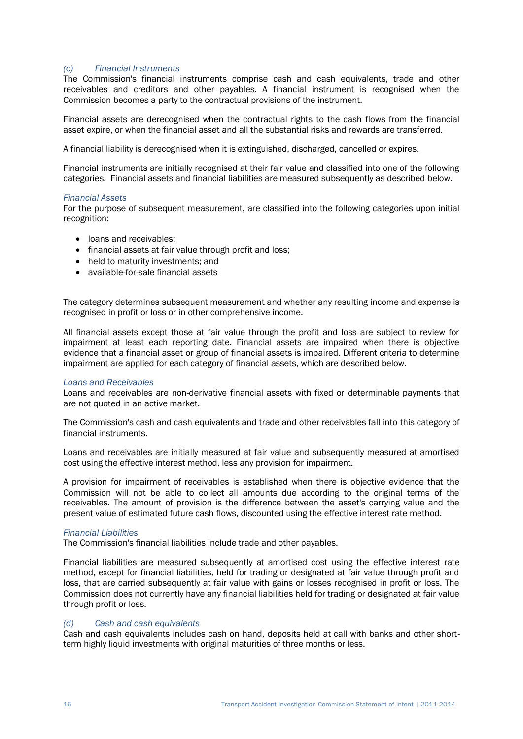### *(c) Financial Instruments*

The Commission's financial instruments comprise cash and cash equivalents, trade and other receivables and creditors and other payables. A financial instrument is recognised when the Commission becomes a party to the contractual provisions of the instrument.

Financial assets are derecognised when the contractual rights to the cash flows from the financial asset expire, or when the financial asset and all the substantial risks and rewards are transferred.

A financial liability is derecognised when it is extinguished, discharged, cancelled or expires.

Financial instruments are initially recognised at their fair value and classified into one of the following categories. Financial assets and financial liabilities are measured subsequently as described below.

#### *Financial Assets*

For the purpose of subsequent measurement, are classified into the following categories upon initial recognition:

- loans and receivables;
- financial assets at fair value through profit and loss;
- held to maturity investments; and
- available-for-sale financial assets

The category determines subsequent measurement and whether any resulting income and expense is recognised in profit or loss or in other comprehensive income.

All financial assets except those at fair value through the profit and loss are subject to review for impairment at least each reporting date. Financial assets are impaired when there is objective evidence that a financial asset or group of financial assets is impaired. Different criteria to determine impairment are applied for each category of financial assets, which are described below.

#### *Loans and Receivables*

Loans and receivables are non-derivative financial assets with fixed or determinable payments that are not quoted in an active market.

The Commission's cash and cash equivalents and trade and other receivables fall into this category of financial instruments.

Loans and receivables are initially measured at fair value and subsequently measured at amortised cost using the effective interest method, less any provision for impairment.

A provision for impairment of receivables is established when there is objective evidence that the Commission will not be able to collect all amounts due according to the original terms of the receivables. The amount of provision is the difference between the asset's carrying value and the present value of estimated future cash flows, discounted using the effective interest rate method.

#### *Financial Liabilities*

The Commission's financial liabilities include trade and other payables.

Financial liabilities are measured subsequently at amortised cost using the effective interest rate method, except for financial liabilities, held for trading or designated at fair value through profit and loss, that are carried subsequently at fair value with gains or losses recognised in profit or loss. The Commission does not currently have any financial liabilities held for trading or designated at fair value through profit or loss.

### *(d) Cash and cash equivalents*

Cash and cash equivalents includes cash on hand, deposits held at call with banks and other short-term highly liquid investments with original maturities of three months or less.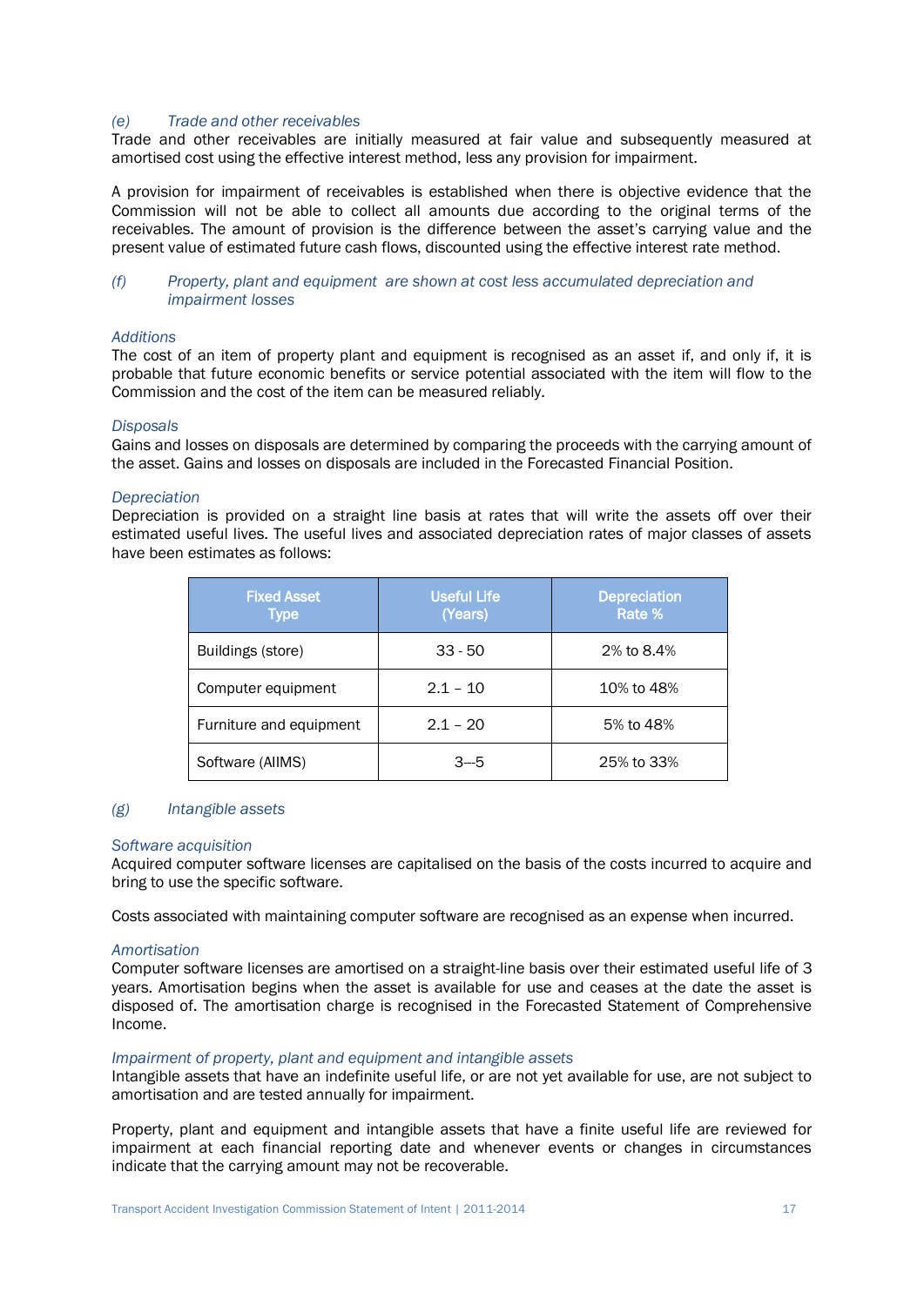### *(e) Trade and other receivables*

Trade and other receivables are initially measured at fair value and subsequently measured at amortised cost using the effective interest method, less any provision for impairment.

A provision for impairment of receivables is established when there is objective evidence that the Commission will not be able to collect all amounts due according to the original terms of the receivables. The amount of provision is the difference between the asset's carrying value and the present value of estimated future cash flows, discounted using the effective interest rate method.

### *(f) Property, plant and equipment are shown at cost less accumulated depreciation and impairment losses*

*Additions*

The cost of an item of property plant and equipment is recognised as an asset if, and only if, it is probable that future economic benefits or service potential associated with the item will flow to the Commission and the cost of the item can be measured reliably.

*Disposals*

Gains and losses on disposals are determined by comparing the proceeds with the carrying amount of the asset. Gains and losses on disposals are included in the Forecasted Financial Position.

*Depreciation*

Depreciation is provided on a straight line basis at rates that will write the assets off over their estimated useful lives. The useful lives and associated depreciation rates of major classes of assets have been estimates as follows:

| Fixed Asset Type | Useful Life (Years) | Depreciation Rate % |
|---|---|---|
| Buildings (store) | 33 - 50 | 2% to 8.4% |
| Computer equipment | 2.1 – 10 | 10% to 48% |
| Furniture and equipment | 2.1 – 20 | 5% to 48% |
| Software (AIIMS) | 3--5 | 25% to 33% |

### *(g) Intangible assets*

*Software acquisition*

Acquired computer software licenses are capitalised on the basis of the costs incurred to acquire and bring to use the specific software.

Costs associated with maintaining computer software are recognised as an expense when incurred.

*Amortisation*

Computer software licenses are amortised on a straight-line basis over their estimated useful life of 3 years. Amortisation begins when the asset is available for use and ceases at the date the asset is disposed of. The amortisation charge is recognised in the Forecasted Statement of Comprehensive Income.

*Impairment of property, plant and equipment and intangible assets*

Intangible assets that have an indefinite useful life, or are not yet available for use, are not subject to amortisation and are tested annually for impairment.

Property, plant and equipment and intangible assets that have a finite useful life are reviewed for impairment at each financial reporting date and whenever events or changes in circumstances indicate that the carrying amount may not be recoverable.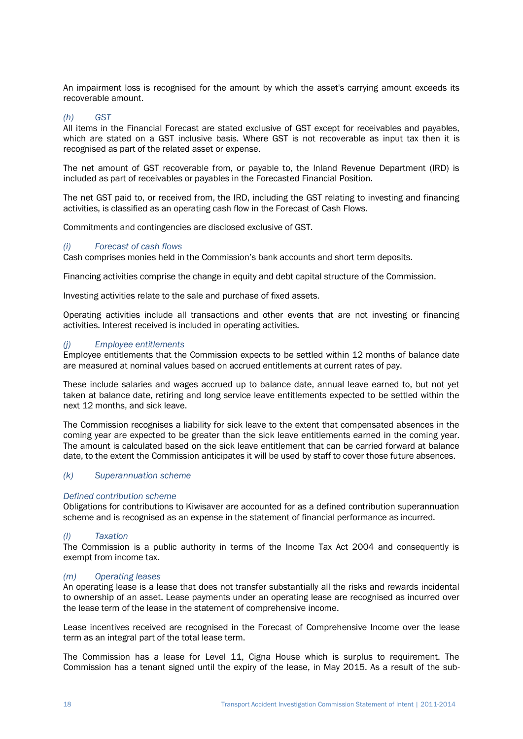An impairment loss is recognised for the amount by which the asset's carrying amount exceeds its recoverable amount.

*(h) GST*

All items in the Financial Forecast are stated exclusive of GST except for receivables and payables, which are stated on a GST inclusive basis. Where GST is not recoverable as input tax then it is recognised as part of the related asset or expense.

The net amount of GST recoverable from, or payable to, the Inland Revenue Department (IRD) is included as part of receivables or payables in the Forecasted Financial Position.

The net GST paid to, or received from, the IRD, including the GST relating to investing and financing activities, is classified as an operating cash flow in the Forecast of Cash Flows.

Commitments and contingencies are disclosed exclusive of GST.

*(i) Forecast of cash flows*

Cash comprises monies held in the Commission's bank accounts and short term deposits.

Financing activities comprise the change in equity and debt capital structure of the Commission.

Investing activities relate to the sale and purchase of fixed assets.

Operating activities include all transactions and other events that are not investing or financing activities. Interest received is included in operating activities.

*(j) Employee entitlements*

Employee entitlements that the Commission expects to be settled within 12 months of balance date are measured at nominal values based on accrued entitlements at current rates of pay.

These include salaries and wages accrued up to balance date, annual leave earned to, but not yet taken at balance date, retiring and long service leave entitlements expected to be settled within the next 12 months, and sick leave.

The Commission recognises a liability for sick leave to the extent that compensated absences in the coming year are expected to be greater than the sick leave entitlements earned in the coming year. The amount is calculated based on the sick leave entitlement that can be carried forward at balance date, to the extent the Commission anticipates it will be used by staff to cover those future absences.

*(k) Superannuation scheme*

*Defined contribution scheme*

Obligations for contributions to Kiwisaver are accounted for as a defined contribution superannuation scheme and is recognised as an expense in the statement of financial performance as incurred.

*(l) Taxation*

The Commission is a public authority in terms of the Income Tax Act 2004 and consequently is exempt from income tax.

*(m) Operating leases*

An operating lease is a lease that does not transfer substantially all the risks and rewards incidental to ownership of an asset. Lease payments under an operating lease are recognised as incurred over the lease term of the lease in the statement of comprehensive income.

Lease incentives received are recognised in the Forecast of Comprehensive Income over the lease term as an integral part of the total lease term.

The Commission has a lease for Level 11, Cigna House which is surplus to requirement. The Commission has a tenant signed until the expiry of the lease, in May 2015. As a result of the sub-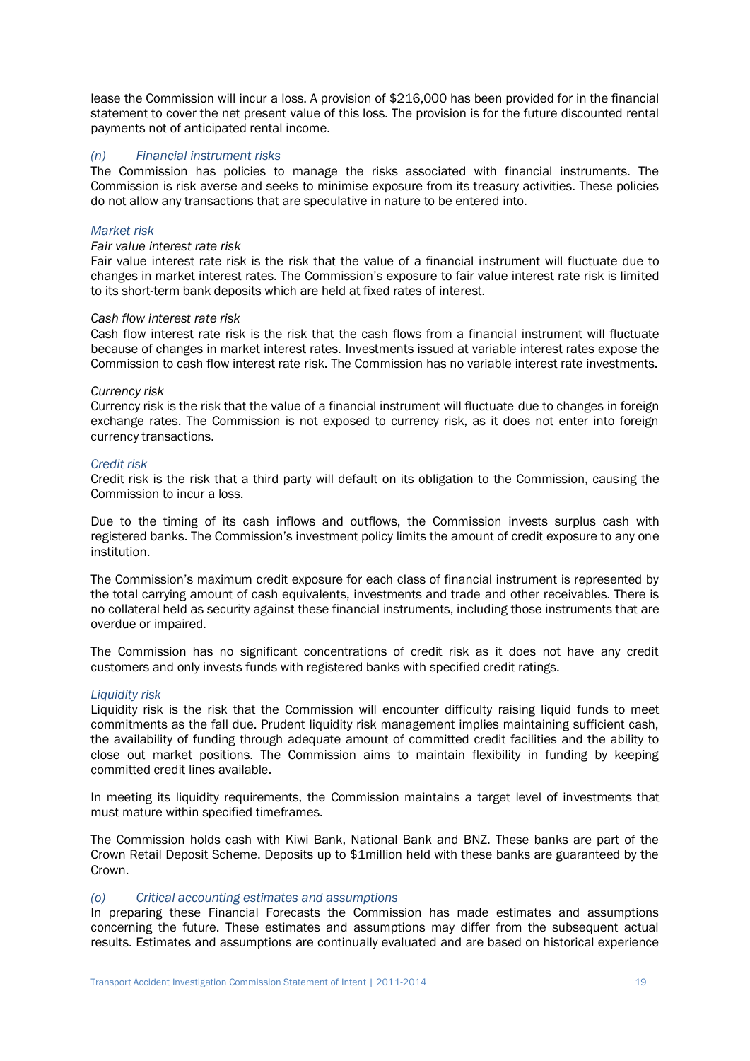lease the Commission will incur a loss. A provision of $216,000 has been provided for in the financial statement to cover the net present value of this loss. The provision is for the future discounted rental payments not of anticipated rental income.

### *(n) Financial instrument risks*

The Commission has policies to manage the risks associated with financial instruments. The Commission is risk averse and seeks to minimise exposure from its treasury activities. These policies do not allow any transactions that are speculative in nature to be entered into.

#### *Market risk*

*Fair value interest rate risk*

Fair value interest rate risk is the risk that the value of a financial instrument will fluctuate due to changes in market interest rates. The Commission's exposure to fair value interest rate risk is limited to its short-term bank deposits which are held at fixed rates of interest.

*Cash flow interest rate risk*

Cash flow interest rate risk is the risk that the cash flows from a financial instrument will fluctuate because of changes in market interest rates. Investments issued at variable interest rates expose the Commission to cash flow interest rate risk. The Commission has no variable interest rate investments.

*Currency risk*

Currency risk is the risk that the value of a financial instrument will fluctuate due to changes in foreign exchange rates. The Commission is not exposed to currency risk, as it does not enter into foreign currency transactions.

#### *Credit risk*

Credit risk is the risk that a third party will default on its obligation to the Commission, causing the Commission to incur a loss.

Due to the timing of its cash inflows and outflows, the Commission invests surplus cash with registered banks. The Commission's investment policy limits the amount of credit exposure to any one institution.

The Commission's maximum credit exposure for each class of financial instrument is represented by the total carrying amount of cash equivalents, investments and trade and other receivables. There is no collateral held as security against these financial instruments, including those instruments that are overdue or impaired.

The Commission has no significant concentrations of credit risk as it does not have any credit customers and only invests funds with registered banks with specified credit ratings.

#### *Liquidity risk*

Liquidity risk is the risk that the Commission will encounter difficulty raising liquid funds to meet commitments as the fall due. Prudent liquidity risk management implies maintaining sufficient cash, the availability of funding through adequate amount of committed credit facilities and the ability to close out market positions. The Commission aims to maintain flexibility in funding by keeping committed credit lines available.

In meeting its liquidity requirements, the Commission maintains a target level of investments that must mature within specified timeframes.

The Commission holds cash with Kiwi Bank, National Bank and BNZ. These banks are part of the Crown Retail Deposit Scheme. Deposits up to $1million held with these banks are guaranteed by the Crown.

### *(o) Critical accounting estimates and assumptions*

In preparing these Financial Forecasts the Commission has made estimates and assumptions concerning the future. These estimates and assumptions may differ from the subsequent actual results. Estimates and assumptions are continually evaluated and are based on historical experience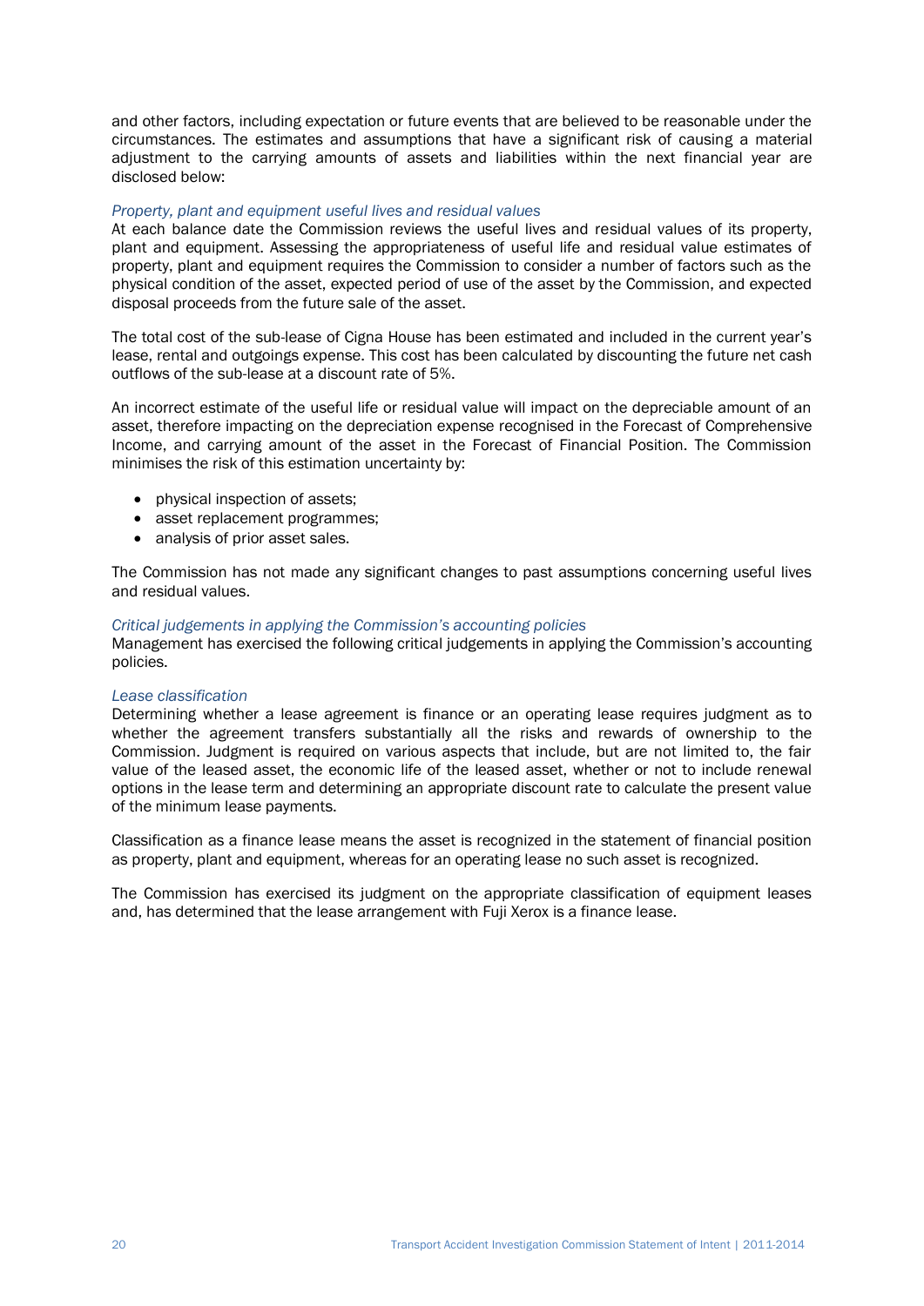and other factors, including expectation or future events that are believed to be reasonable under the circumstances. The estimates and assumptions that have a significant risk of causing a material adjustment to the carrying amounts of assets and liabilities within the next financial year are disclosed below:

*Property, plant and equipment useful lives and residual values*

At each balance date the Commission reviews the useful lives and residual values of its property, plant and equipment. Assessing the appropriateness of useful life and residual value estimates of property, plant and equipment requires the Commission to consider a number of factors such as the physical condition of the asset, expected period of use of the asset by the Commission, and expected disposal proceeds from the future sale of the asset.

The total cost of the sub-lease of Cigna House has been estimated and included in the current year's lease, rental and outgoings expense. This cost has been calculated by discounting the future net cash outflows of the sub-lease at a discount rate of 5%.

An incorrect estimate of the useful life or residual value will impact on the depreciable amount of an asset, therefore impacting on the depreciation expense recognised in the Forecast of Comprehensive Income, and carrying amount of the asset in the Forecast of Financial Position. The Commission minimises the risk of this estimation uncertainty by:

- physical inspection of assets;
- asset replacement programmes;
- analysis of prior asset sales.

The Commission has not made any significant changes to past assumptions concerning useful lives and residual values.

*Critical judgements in applying the Commission's accounting policies*

Management has exercised the following critical judgements in applying the Commission's accounting policies.

*Lease classification*

Determining whether a lease agreement is finance or an operating lease requires judgment as to whether the agreement transfers substantially all the risks and rewards of ownership to the Commission. Judgment is required on various aspects that include, but are not limited to, the fair value of the leased asset, the economic life of the leased asset, whether or not to include renewal options in the lease term and determining an appropriate discount rate to calculate the present value of the minimum lease payments.

Classification as a finance lease means the asset is recognized in the statement of financial position as property, plant and equipment, whereas for an operating lease no such asset is recognized.

The Commission has exercised its judgment on the appropriate classification of equipment leases and, has determined that the lease arrangement with Fuji Xerox is a finance lease.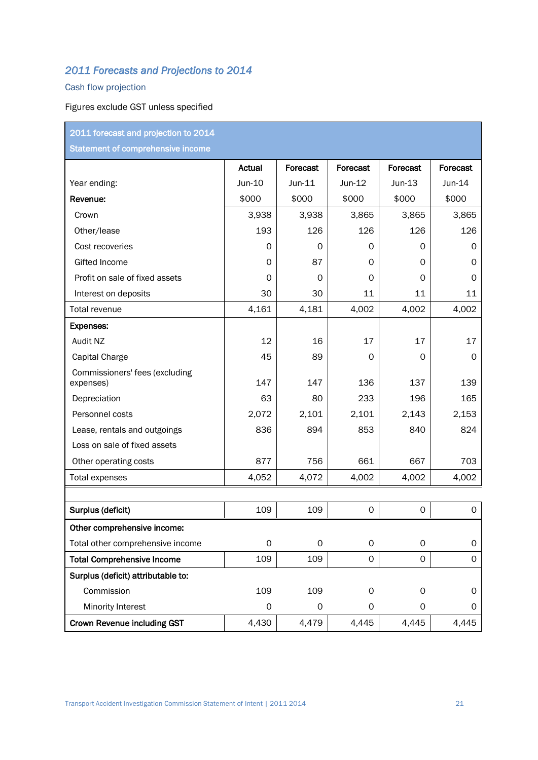## *2011 Forecasts and Projections to 2014*

### Cash flow projection

Figures exclude GST unless specified

| 2011 forecast and projection to 2014<br>Statement of comprehensive income | | | | | |
|---|---|---|---|---|---|
| | **Actual** | **Forecast** | **Forecast** | **Forecast** | **Forecast** |
| Year ending: | Jun-10 | Jun-11 | Jun-12 | Jun-13 | Jun-14 |
| **Revenue:** | $000 | $000 | $000 | $000 | $000 |
| Crown | 3,938 | 3,938 | 3,865 | 3,865 | 3,865 |
| Other/lease | 193 | 126 | 126 | 126 | 126 |
| Cost recoveries | 0 | 0 | 0 | 0 | 0 |
| Gifted Income | 0 | 87 | 0 | 0 | 0 |
| Profit on sale of fixed assets | 0 | 0 | 0 | 0 | 0 |
| Interest on deposits | 30 | 30 | 11 | 11 | 11 |
| Total revenue | 4,161 | 4,181 | 4,002 | 4,002 | 4,002 |
| **Expenses:** | | | | | |
| Audit NZ | 12 | 16 | 17 | 17 | 17 |
| Capital Charge | 45 | 89 | 0 | 0 | 0 |
| Commissioners' fees (excluding expenses) | 147 | 147 | 136 | 137 | 139 |
| Depreciation | 63 | 80 | 233 | 196 | 165 |
| Personnel costs | 2,072 | 2,101 | 2,101 | 2,143 | 2,153 |
| Lease, rentals and outgoings | 836 | 894 | 853 | 840 | 824 |
| Loss on sale of fixed assets | | | | | |
| Other operating costs | 877 | 756 | 661 | 667 | 703 |
| Total expenses | 4,052 | 4,072 | 4,002 | 4,002 | 4,002 |
| | | | | | |
| **Surplus (deficit)** | 109 | 109 | 0 | 0 | 0 |
| **Other comprehensive income:** | | | | | |
| Total other comprehensive income | 0 | 0 | 0 | 0 | 0 |
| **Total Comprehensive Income** | 109 | 109 | 0 | 0 | 0 |
| **Surplus (deficit) attributable to:** | | | | | |
| Commission | 109 | 109 | 0 | 0 | 0 |
| Minority Interest | 0 | 0 | 0 | 0 | 0 |
| **Crown Revenue including GST** | 4,430 | 4,479 | 4,445 | 4,445 | 4,445 |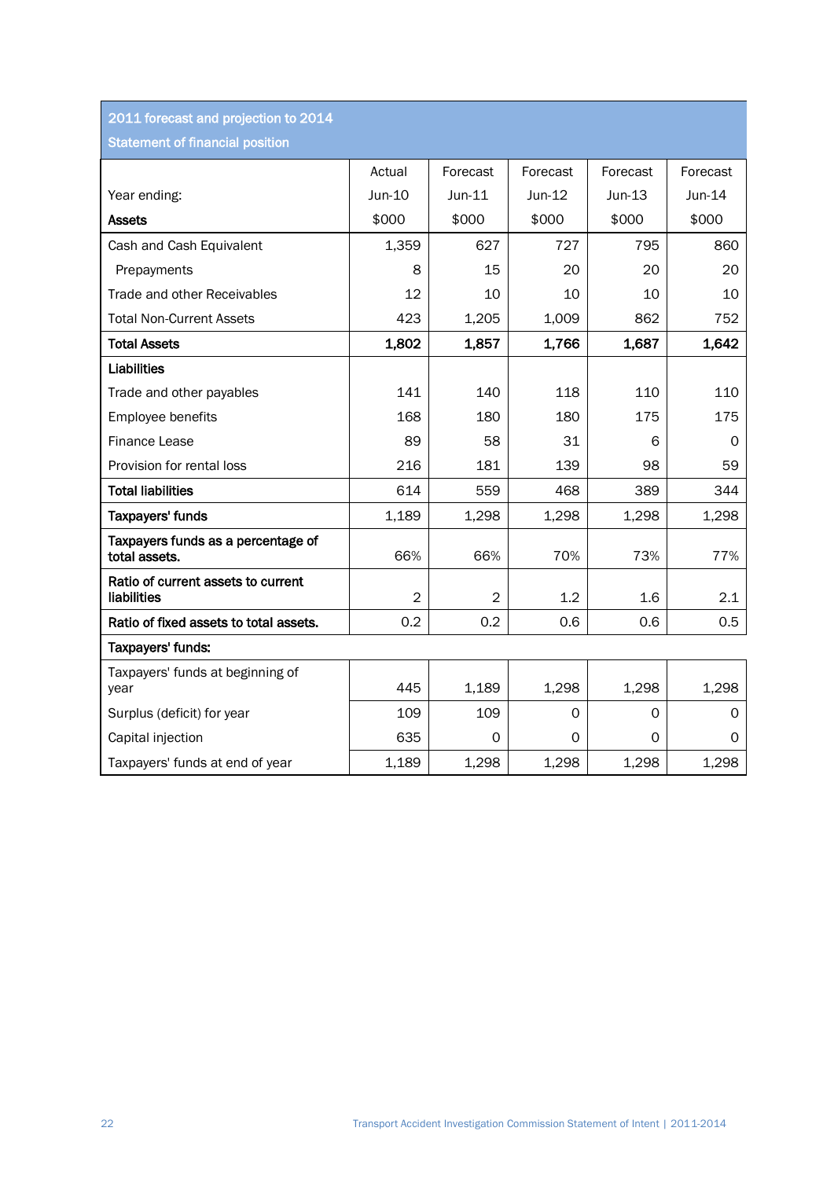| 2011 forecast and projection to 2014<br>Statement of financial position | | | | | |
|---|---|---|---|---|---|
| | Actual | Forecast | Forecast | Forecast | Forecast |
| Year ending: | Jun-10 | Jun-11 | Jun-12 | Jun-13 | Jun-14 |
| **Assets** | $000 | $000 | $000 | $000 | $000 |
| Cash and Cash Equivalent | 1,359 | 627 | 727 | 795 | 860 |
| Prepayments | 8 | 15 | 20 | 20 | 20 |
| Trade and other Receivables | 12 | 10 | 10 | 10 | 10 |
| Total Non-Current Assets | 423 | 1,205 | 1,009 | 862 | 752 |
| **Total Assets** | **1,802** | **1,857** | **1,766** | **1,687** | **1,642** |
| **Liabilities** | | | | | |
| Trade and other payables | 141 | 140 | 118 | 110 | 110 |
| Employee benefits | 168 | 180 | 180 | 175 | 175 |
| Finance Lease | 89 | 58 | 31 | 6 | 0 |
| Provision for rental loss | 216 | 181 | 139 | 98 | 59 |
| **Total liabilities** | 614 | 559 | 468 | 389 | 344 |
| **Taxpayers' funds** | 1,189 | 1,298 | 1,298 | 1,298 | 1,298 |
| **Taxpayers funds as a percentage of total assets.** | 66% | 66% | 70% | 73% | 77% |
| **Ratio of current assets to current liabilities** | 2 | 2 | 1.2 | 1.6 | 2.1 |
| **Ratio of fixed assets to total assets.** | 0.2 | 0.2 | 0.6 | 0.6 | 0.5 |
| **Taxpayers' funds:** | | | | | |
| Taxpayers' funds at beginning of year | 445 | 1,189 | 1,298 | 1,298 | 1,298 |
| Surplus (deficit) for year | 109 | 109 | 0 | 0 | 0 |
| Capital injection | 635 | 0 | 0 | 0 | 0 |
| Taxpayers' funds at end of year | 1,189 | 1,298 | 1,298 | 1,298 | 1,298 |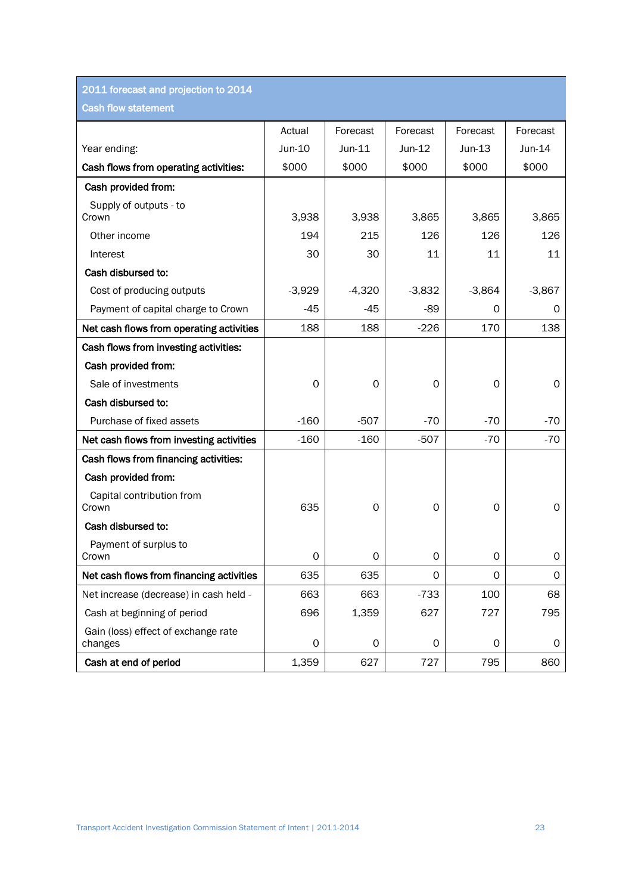## 2011 forecast and projection to 2014

### Cash flow statement

| | Actual | Forecast | Forecast | Forecast | Forecast |
|---|---|---|---|---|---|
| Year ending: | Jun-10 | Jun-11 | Jun-12 | Jun-13 | Jun-14 |
| **Cash flows from operating activities:** | $000 | $000 | $000 | $000 | $000 |
| **Cash provided from:** | | | | | |
| Supply of outputs - to Crown | 3,938 | 3,938 | 3,865 | 3,865 | 3,865 |
| Other income | 194 | 215 | 126 | 126 | 126 |
| Interest | 30 | 30 | 11 | 11 | 11 |
| **Cash disbursed to:** | | | | | |
| Cost of producing outputs | -3,929 | -4,320 | -3,832 | -3,864 | -3,867 |
| Payment of capital charge to Crown | -45 | -45 | -89 | 0 | 0 |
| **Net cash flows from operating activities** | 188 | 188 | -226 | 170 | 138 |
| **Cash flows from investing activities:** | | | | | |
| **Cash provided from:** | | | | | |
| Sale of investments | 0 | 0 | 0 | 0 | 0 |
| **Cash disbursed to:** | | | | | |
| Purchase of fixed assets | -160 | -507 | -70 | -70 | -70 |
| **Net cash flows from investing activities** | -160 | -160 | -507 | -70 | -70 |
| **Cash flows from financing activities:** | | | | | |
| **Cash provided from:** | | | | | |
| Capital contribution from Crown | 635 | 0 | 0 | 0 | 0 |
| **Cash disbursed to:** | | | | | |
| Payment of surplus to Crown | 0 | 0 | 0 | 0 | 0 |
| **Net cash flows from financing activities** | 635 | 635 | 0 | 0 | 0 |
| Net increase (decrease) in cash held - | 663 | 663 | -733 | 100 | 68 |
| Cash at beginning of period | 696 | 1,359 | 627 | 727 | 795 |
| Gain (loss) effect of exchange rate changes | 0 | 0 | 0 | 0 | 0 |
| **Cash at end of period** | 1,359 | 627 | 727 | 795 | 860 |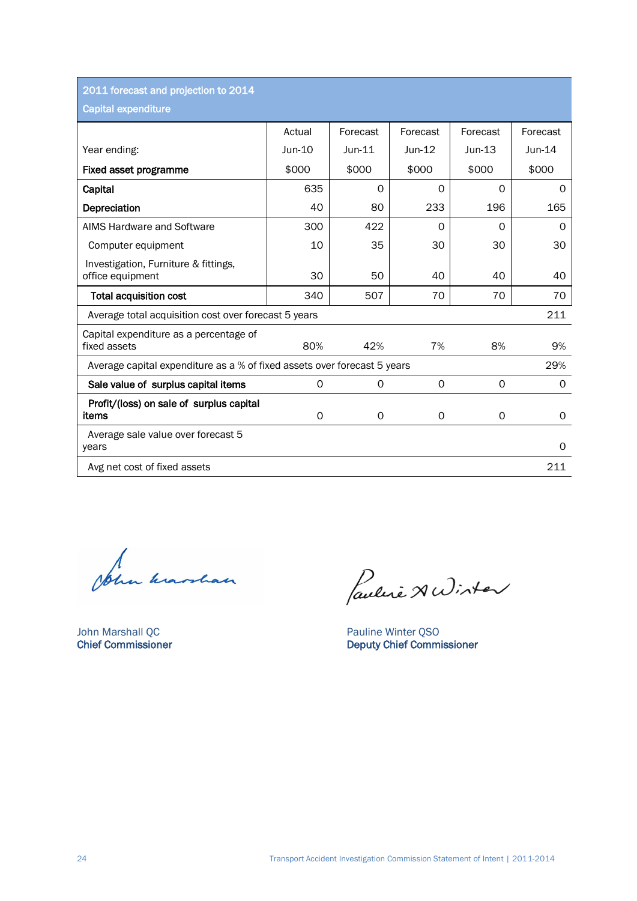**2011 forecast and projection to 2014**

**Capital expenditure**

| Year ending: | Actual Jun-10 | Forecast Jun-11 | Forecast Jun-12 | Forecast Jun-13 | Forecast Jun-14 |
|---|---|---|---|---|---|
| **Fixed asset programme** | $000 | $000 | $000 | $000 | $000 |
| **Capital** | 635 | 0 | 0 | 0 | 0 |
| **Depreciation** | 40 | 80 | 233 | 196 | 165 |
| AIMS Hardware and Software | 300 | 422 | 0 | 0 | 0 |
| Computer equipment | 10 | 35 | 30 | 30 | 30 |
| Investigation, Furniture & fittings, office equipment | 30 | 50 | 40 | 40 | 40 |
| **Total acquisition cost** | 340 | 507 | 70 | 70 | 70 |
| Average total acquisition cost over forecast 5 years | | | | | 211 |
| Capital expenditure as a percentage of fixed assets | 80% | 42% | 7% | 8% | 9% |
| Average capital expenditure as a % of fixed assets over forecast 5 years | | | | | 29% |
| **Sale value of surplus capital items** | 0 | 0 | 0 | 0 | 0 |
| **Profit/(loss) on sale of surplus capital items** | 0 | 0 | 0 | 0 | 0 |
| Average sale value over forecast 5 years | | | | | 0 |
| Avg net cost of fixed assets | | | | | 211 |

John Marshall QC
**Chief Commissioner**

Pauline Winter QSO
**Deputy Chief Commissioner**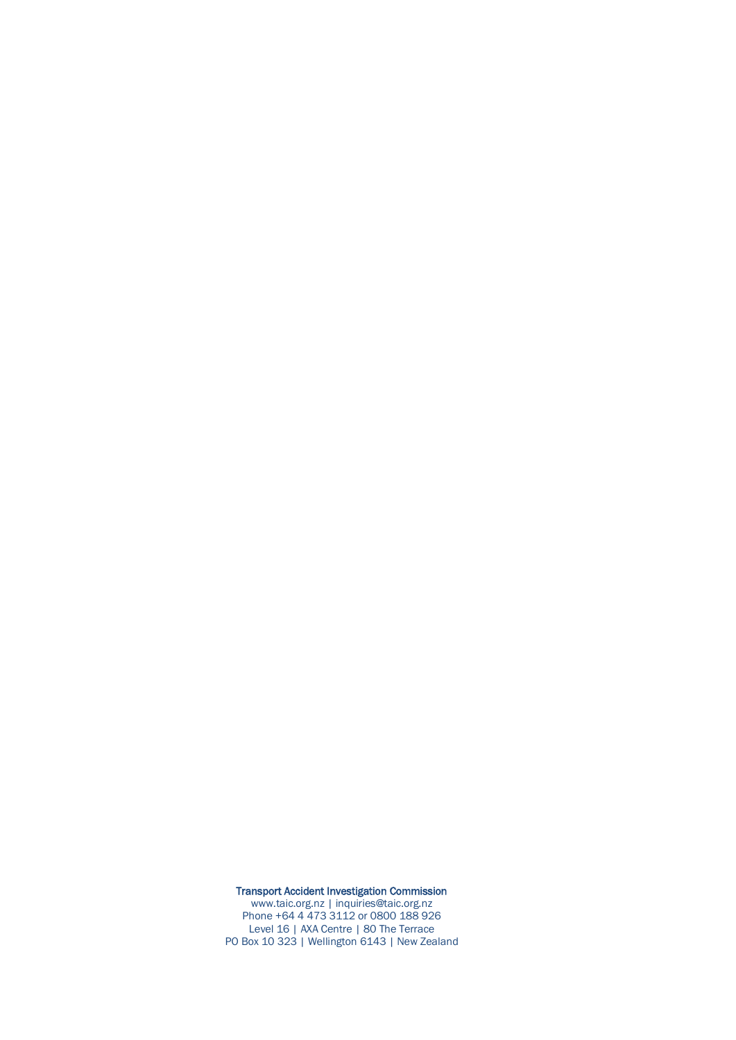**Transport Accident Investigation Commission**

www.taic.org.nz | inquiries@taic.org.nz

Phone +64 4 473 3112 or 0800 188 926

Level 16 | AXA Centre | 80 The Terrace

PO Box 10 323 | Wellington 6143 | New Zealand